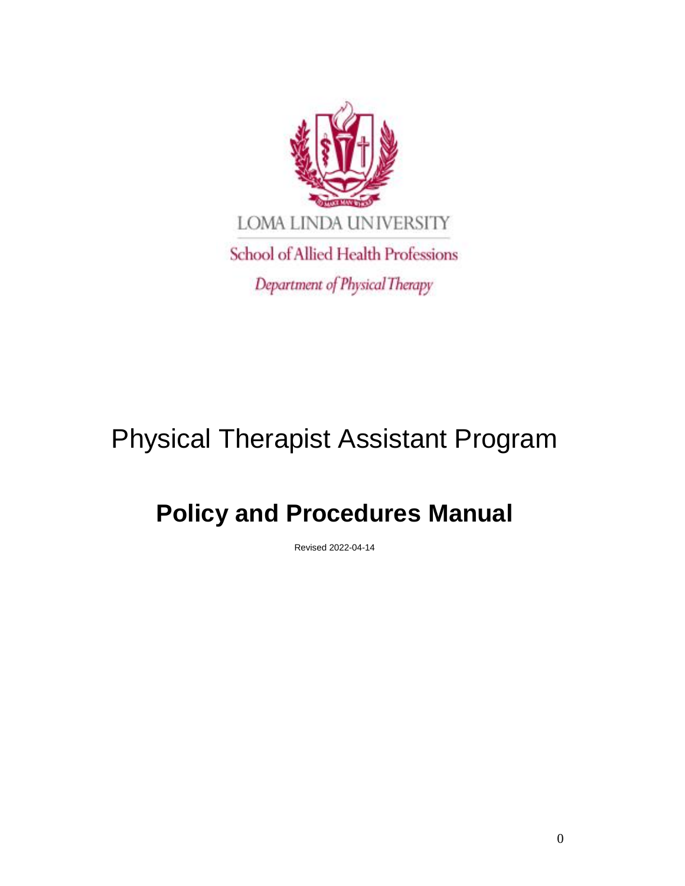LOMA LINDA UNIVERSITY

School of Allied Health Professions

*Department of Physical Therapy*

# Physical Therapist Assistant Program

# **Policy and Procedures Manual**

Revised 2022-04-14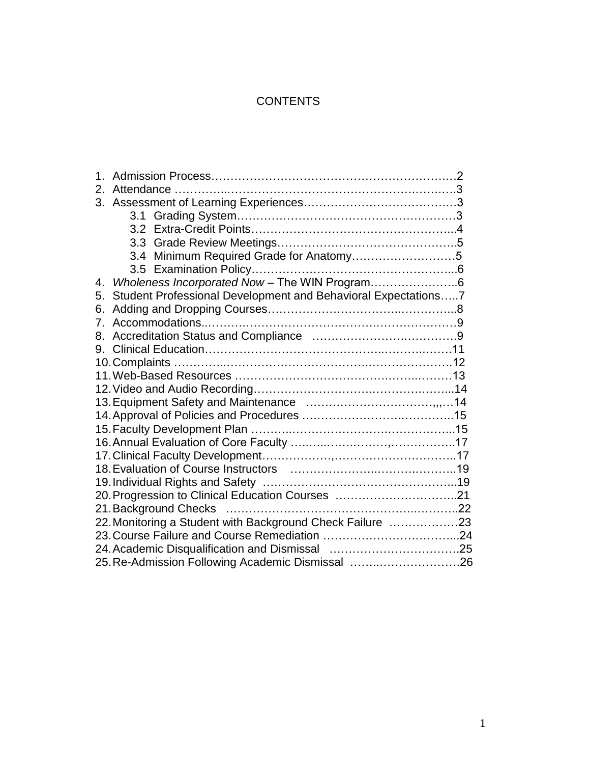# CONTENTS

1. Admission Process……………………………………………………….2
2. Attendance ………………………………………………………………3
3. Assessment of Learning Experiences……………………………….3
   - 3.1 Grading System…………………………………………………3
   - 3.2 Extra-Credit Points……………………………………………...4
   - 3.3 Grade Review Meetings………………………………………..5
   - 3.4 Minimum Required Grade for Anatomy………………………5
   - 3.5 Examination Policy……………………………………………...6
4. *Wholeness Incorporated Now* – The WIN Program…………………..6
5. Student Professional Development and Behavioral Expectations…..7
6. Adding and Dropping Courses…………………………………………...8
7. Accommodations..………………………………………………………9
8. Accreditation Status and Compliance ……………………………….9
9. Clinical Education…………………………………………………………11
10. Complaints ……………………………………………………………12
11. Web-Based Resources ………………………………………………13
12. Video and Audio Recording……………………………………………..14
13. Equipment Safety and Maintenance ……………………………,,,…14
14. Approval of Policies and Procedures …………………………………..15
15. Faculty Development Plan ……………………………………………...15
16. Annual Evaluation of Core Faculty …..…..………..……,……………..17
17. Clinical Faculty Development………………,…………………………..17
18. Evaluation of Course Instructors ……………………..……….………..19
19. Individual Rights and Safety …………………………………………...19
20. Progression to Clinical Education Courses …………………………..21
21. Background Checks …………………………………………..………..22
22. Monitoring a Student with Background Check Failure ………………23
23. Course Failure and Course Remediation ……………………………...24
24. Academic Disqualification and Dismissal …………………………….25
25. Re-Admission Following Academic Dismissal ……..…………………26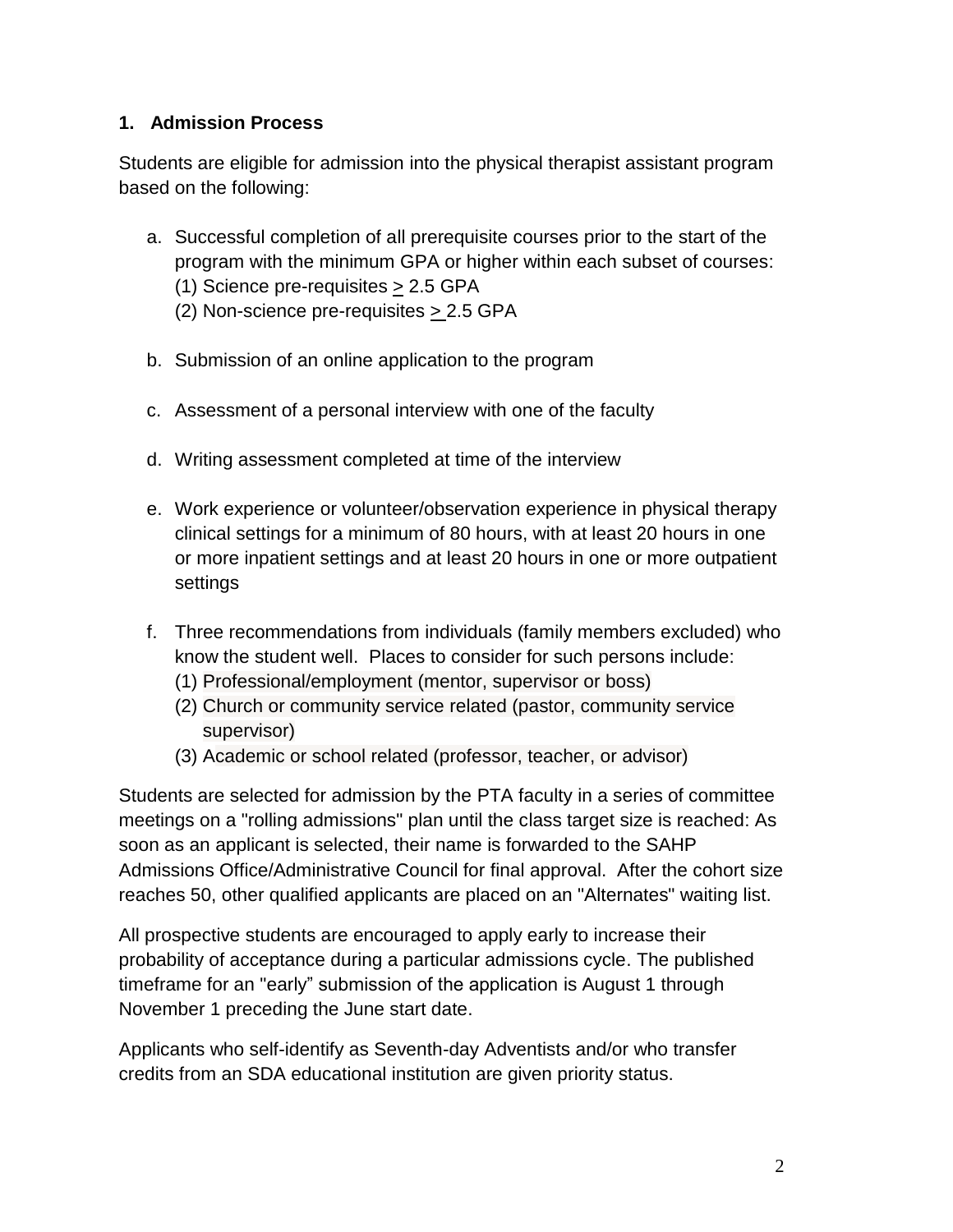### 1. Admission Process

Students are eligible for admission into the physical therapist assistant program based on the following:

a. Successful completion of all prerequisite courses prior to the start of the program with the minimum GPA or higher within each subset of courses:
   (1) Science pre-requisites ≥ 2.5 GPA
   (2) Non-science pre-requisites ≥ 2.5 GPA

b. Submission of an online application to the program

c. Assessment of a personal interview with one of the faculty

d. Writing assessment completed at time of the interview

e. Work experience or volunteer/observation experience in physical therapy clinical settings for a minimum of 80 hours, with at least 20 hours in one or more inpatient settings and at least 20 hours in one or more outpatient settings

f. Three recommendations from individuals (family members excluded) who know the student well. Places to consider for such persons include:
   (1) Professional/employment (mentor, supervisor or boss)
   (2) Church or community service related (pastor, community service supervisor)
   (3) Academic or school related (professor, teacher, or advisor)

Students are selected for admission by the PTA faculty in a series of committee meetings on a "rolling admissions" plan until the class target size is reached: As soon as an applicant is selected, their name is forwarded to the SAHP Admissions Office/Administrative Council for final approval. After the cohort size reaches 50, other qualified applicants are placed on an "Alternates" waiting list.

All prospective students are encouraged to apply early to increase their probability of acceptance during a particular admissions cycle. The published timeframe for an "early" submission of the application is August 1 through November 1 preceding the June start date.

Applicants who self-identify as Seventh-day Adventists and/or who transfer credits from an SDA educational institution are given priority status.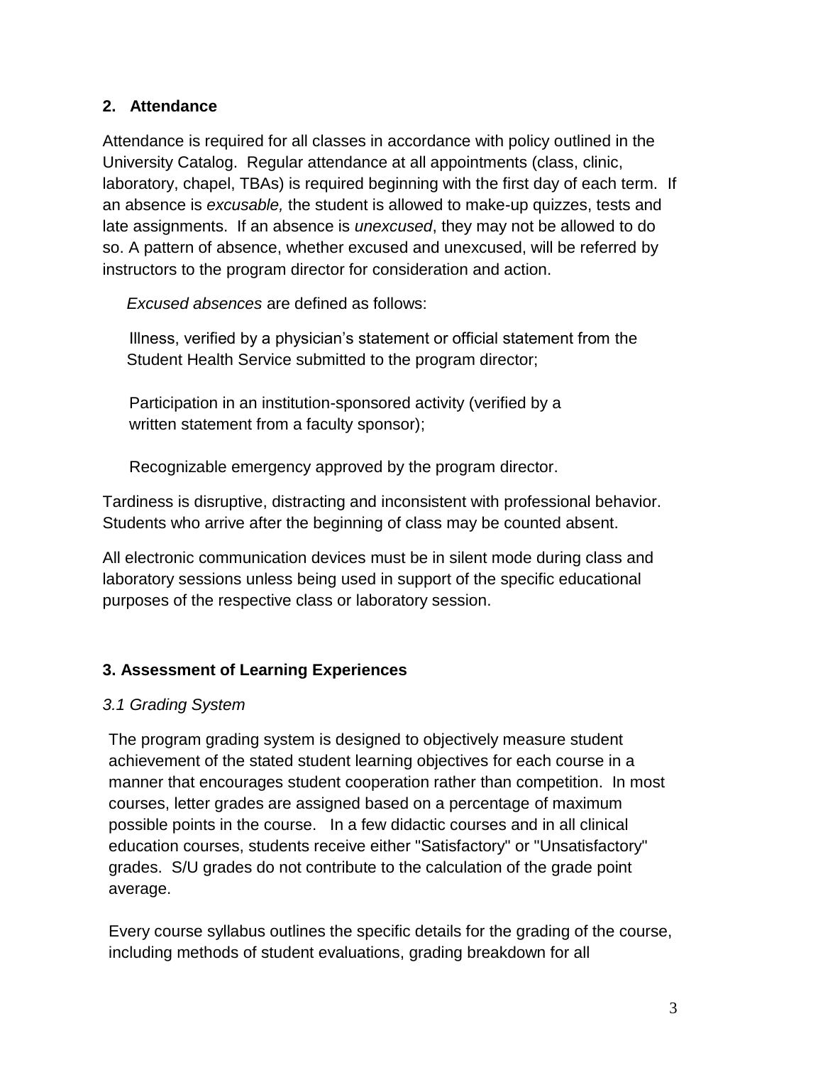## 2. Attendance

Attendance is required for all classes in accordance with policy outlined in the University Catalog. Regular attendance at all appointments (class, clinic, laboratory, chapel, TBAs) is required beginning with the first day of each term. If an absence is *excusable,* the student is allowed to make-up quizzes, tests and late assignments. If an absence is *unexcused*, they may not be allowed to do so. A pattern of absence, whether excused and unexcused, will be referred by instructors to the program director for consideration and action.

*Excused absences* are defined as follows:

Illness, verified by a physician's statement or official statement from the Student Health Service submitted to the program director;

Participation in an institution-sponsored activity (verified by a written statement from a faculty sponsor);

Recognizable emergency approved by the program director.

Tardiness is disruptive, distracting and inconsistent with professional behavior. Students who arrive after the beginning of class may be counted absent.

All electronic communication devices must be in silent mode during class and laboratory sessions unless being used in support of the specific educational purposes of the respective class or laboratory session.

## 3. Assessment of Learning Experiences

### *3.1 Grading System*

The program grading system is designed to objectively measure student achievement of the stated student learning objectives for each course in a manner that encourages student cooperation rather than competition. In most courses, letter grades are assigned based on a percentage of maximum possible points in the course. In a few didactic courses and in all clinical education courses, students receive either "Satisfactory" or "Unsatisfactory" grades. S/U grades do not contribute to the calculation of the grade point average.

Every course syllabus outlines the specific details for the grading of the course, including methods of student evaluations, grading breakdown for all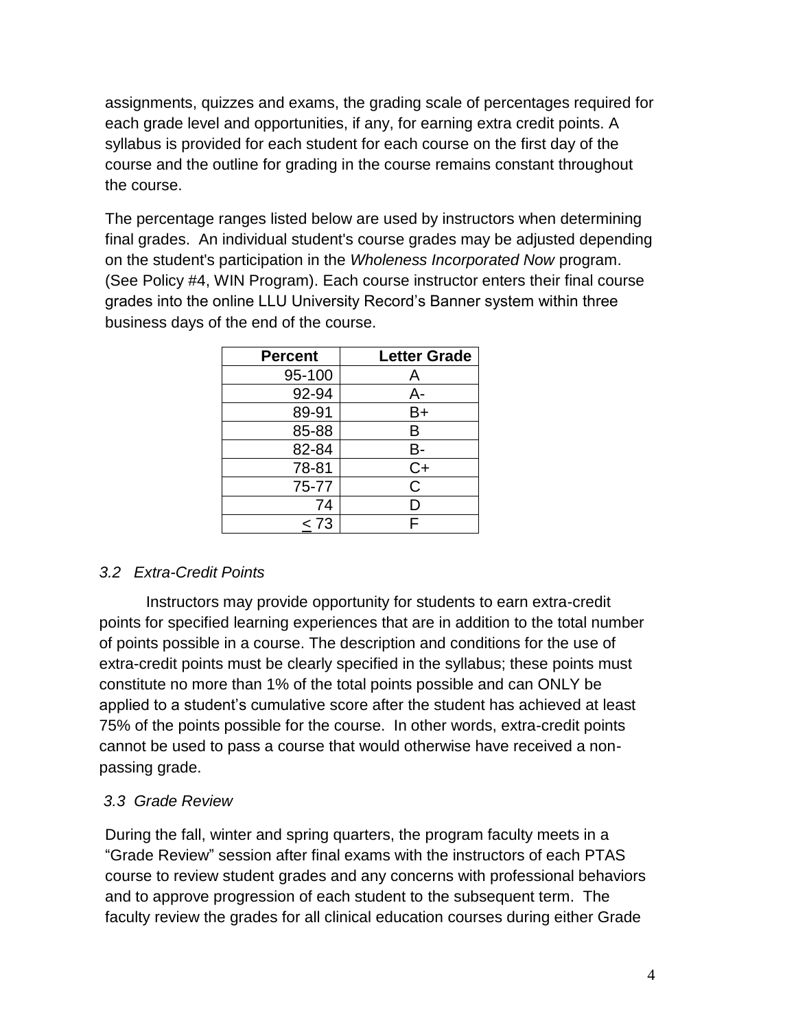assignments, quizzes and exams, the grading scale of percentages required for each grade level and opportunities, if any, for earning extra credit points. A syllabus is provided for each student for each course on the first day of the course and the outline for grading in the course remains constant throughout the course.

The percentage ranges listed below are used by instructors when determining final grades. An individual student's course grades may be adjusted depending on the student's participation in the *Wholeness Incorporated Now* program. (See Policy #4, WIN Program). Each course instructor enters their final course grades into the online LLU University Record's Banner system within three business days of the end of the course.

| Percent | Letter Grade |
|---|---|
| 95-100 | A |
| 92-94 | A- |
| 89-91 | B+ |
| 85-88 | B |
| 82-84 | B- |
| 78-81 | C+ |
| 75-77 | C |
| 74 | D |
| ≤ 73 | F |

### *3.2 Extra-Credit Points*

Instructors may provide opportunity for students to earn extra-credit points for specified learning experiences that are in addition to the total number of points possible in a course. The description and conditions for the use of extra-credit points must be clearly specified in the syllabus; these points must constitute no more than 1% of the total points possible and can ONLY be applied to a student's cumulative score after the student has achieved at least 75% of the points possible for the course. In other words, extra-credit points cannot be used to pass a course that would otherwise have received a non-passing grade.

### *3.3 Grade Review*

During the fall, winter and spring quarters, the program faculty meets in a "Grade Review" session after final exams with the instructors of each PTAS course to review student grades and any concerns with professional behaviors and to approve progression of each student to the subsequent term. The faculty review the grades for all clinical education courses during either Grade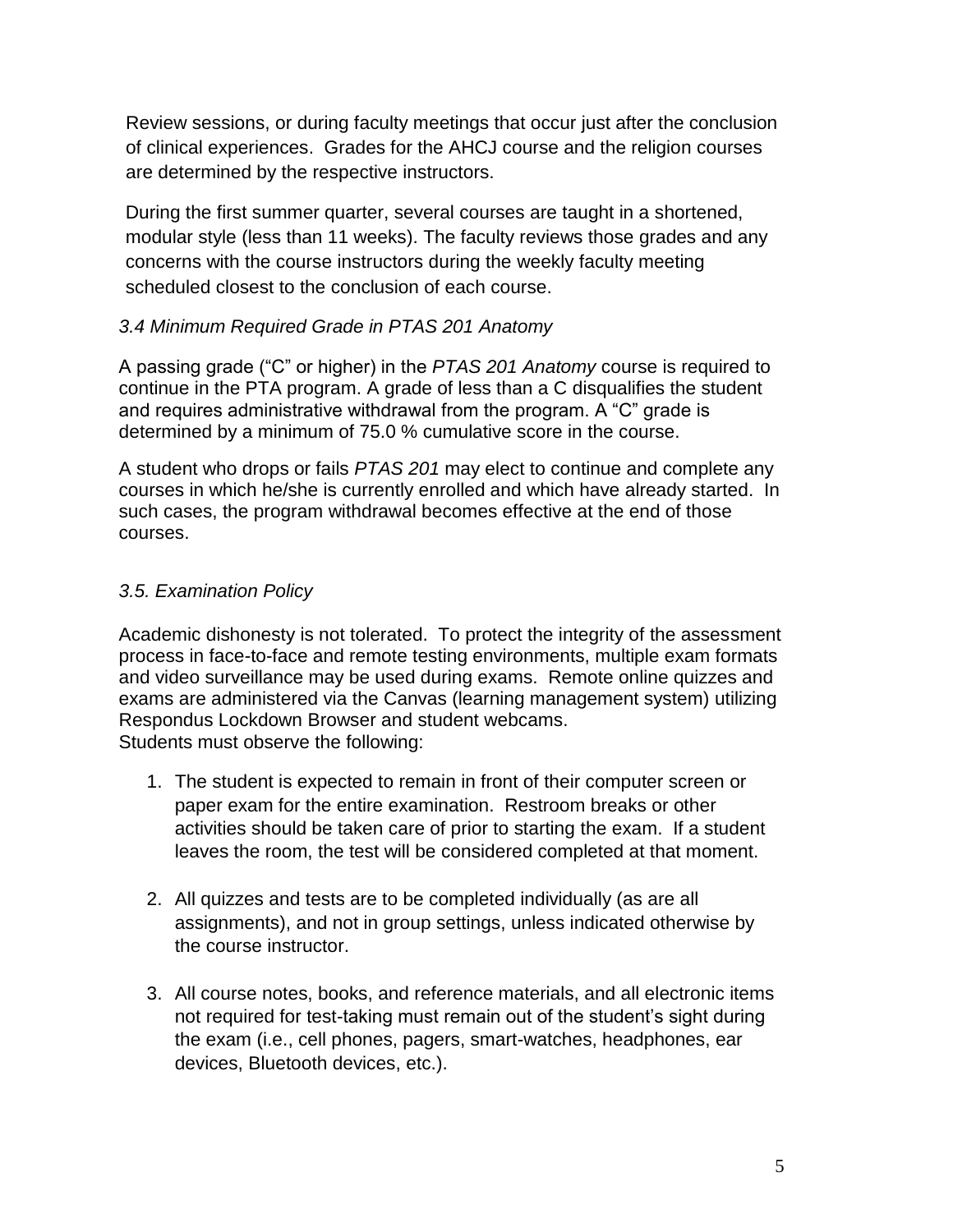Review sessions, or during faculty meetings that occur just after the conclusion of clinical experiences. Grades for the AHCJ course and the religion courses are determined by the respective instructors.

During the first summer quarter, several courses are taught in a shortened, modular style (less than 11 weeks). The faculty reviews those grades and any concerns with the course instructors during the weekly faculty meeting scheduled closest to the conclusion of each course.

### *3.4 Minimum Required Grade in PTAS 201 Anatomy*

A passing grade ("C" or higher) in the *PTAS 201 Anatomy* course is required to continue in the PTA program. A grade of less than a C disqualifies the student and requires administrative withdrawal from the program. A "C" grade is determined by a minimum of 75.0 % cumulative score in the course.

A student who drops or fails *PTAS 201* may elect to continue and complete any courses in which he/she is currently enrolled and which have already started. In such cases, the program withdrawal becomes effective at the end of those courses.

### *3.5. Examination Policy*

Academic dishonesty is not tolerated. To protect the integrity of the assessment process in face-to-face and remote testing environments, multiple exam formats and video surveillance may be used during exams. Remote online quizzes and exams are administered via the Canvas (learning management system) utilizing Respondus Lockdown Browser and student webcams.
Students must observe the following:

1. The student is expected to remain in front of their computer screen or paper exam for the entire examination. Restroom breaks or other activities should be taken care of prior to starting the exam. If a student leaves the room, the test will be considered completed at that moment.

2. All quizzes and tests are to be completed individually (as are all assignments), and not in group settings, unless indicated otherwise by the course instructor.

3. All course notes, books, and reference materials, and all electronic items not required for test-taking must remain out of the student's sight during the exam (i.e., cell phones, pagers, smart-watches, headphones, ear devices, Bluetooth devices, etc.).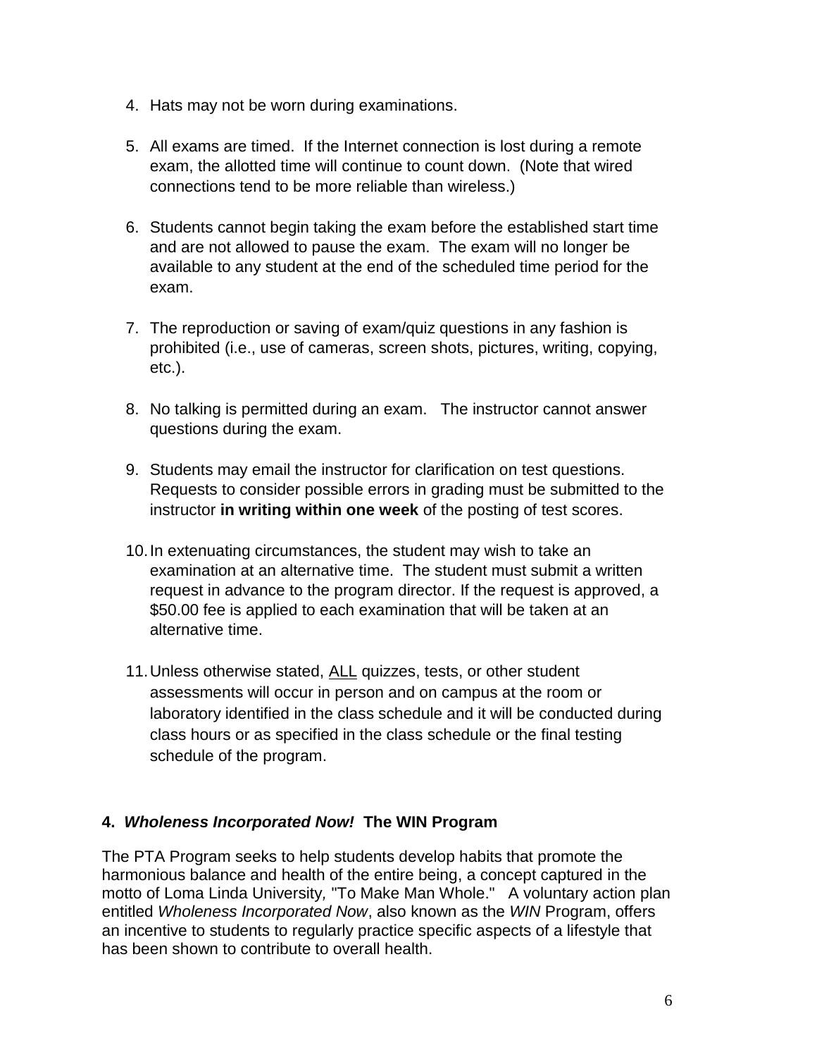4. Hats may not be worn during examinations.

5. All exams are timed. If the Internet connection is lost during a remote exam, the allotted time will continue to count down. (Note that wired connections tend to be more reliable than wireless.)

6. Students cannot begin taking the exam before the established start time and are not allowed to pause the exam. The exam will no longer be available to any student at the end of the scheduled time period for the exam.

7. The reproduction or saving of exam/quiz questions in any fashion is prohibited (i.e., use of cameras, screen shots, pictures, writing, copying, etc.).

8. No talking is permitted during an exam. The instructor cannot answer questions during the exam.

9. Students may email the instructor for clarification on test questions. Requests to consider possible errors in grading must be submitted to the instructor **in writing within one week** of the posting of test scores.

10. In extenuating circumstances, the student may wish to take an examination at an alternative time. The student must submit a written request in advance to the program director. If the request is approved, a $50.00 fee is applied to each examination that will be taken at an alternative time.

11. Unless otherwise stated, <u>ALL</u> quizzes, tests, or other student assessments will occur in person and on campus at the room or laboratory identified in the class schedule and it will be conducted during class hours or as specified in the class schedule or the final testing schedule of the program.

### 4. *Wholeness Incorporated Now!* The WIN Program

The PTA Program seeks to help students develop habits that promote the harmonious balance and health of the entire being, a concept captured in the motto of Loma Linda University, "To Make Man Whole." A voluntary action plan entitled *Wholeness Incorporated Now*, also known as the *WIN* Program, offers an incentive to students to regularly practice specific aspects of a lifestyle that has been shown to contribute to overall health.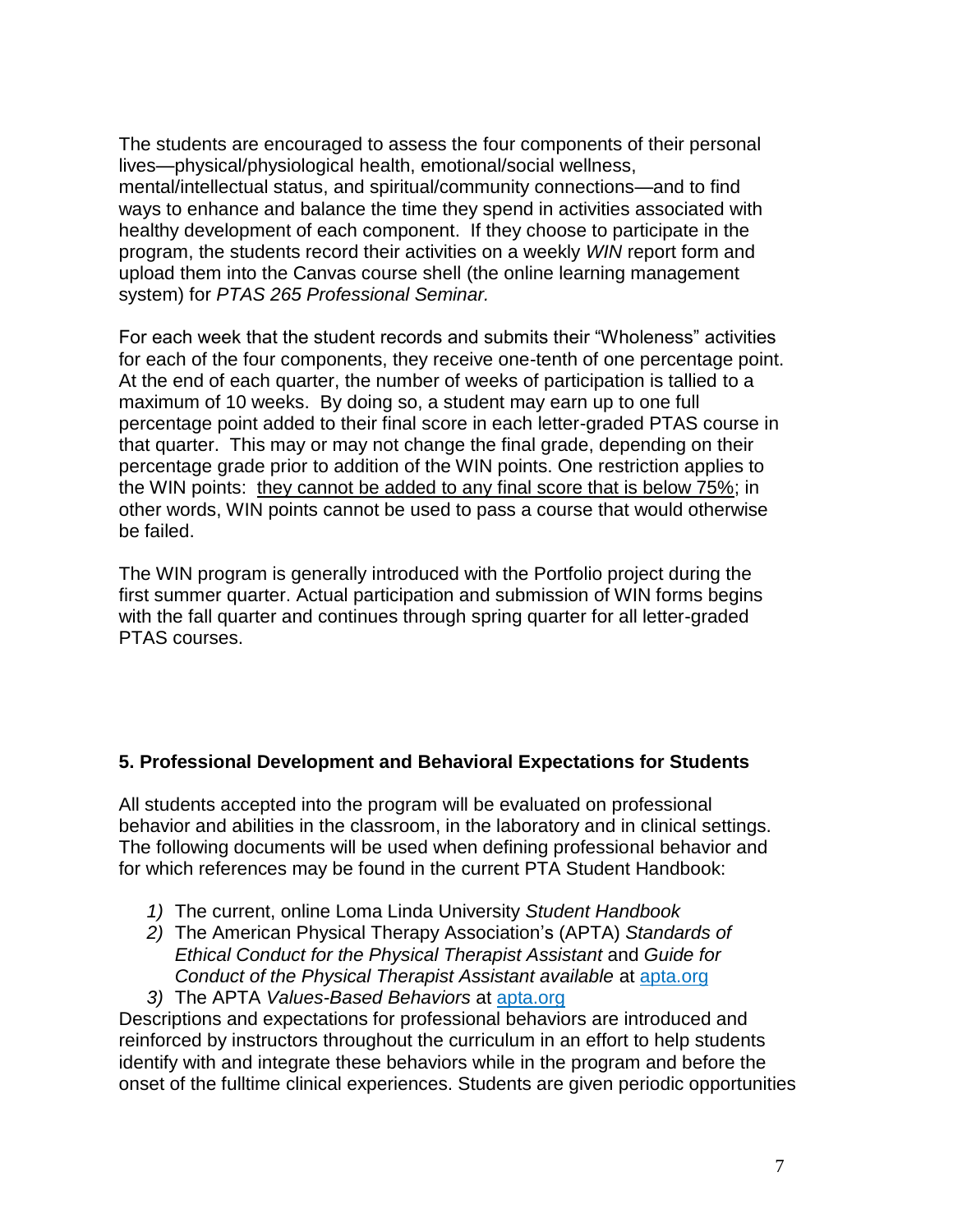The students are encouraged to assess the four components of their personal lives—physical/physiological health, emotional/social wellness, mental/intellectual status, and spiritual/community connections—and to find ways to enhance and balance the time they spend in activities associated with healthy development of each component. If they choose to participate in the program, the students record their activities on a weekly *WIN* report form and upload them into the Canvas course shell (the online learning management system) for *PTAS 265 Professional Seminar.*

For each week that the student records and submits their "Wholeness" activities for each of the four components, they receive one-tenth of one percentage point. At the end of each quarter, the number of weeks of participation is tallied to a maximum of 10 weeks. By doing so, a student may earn up to one full percentage point added to their final score in each letter-graded PTAS course in that quarter. This may or may not change the final grade, depending on their percentage grade prior to addition of the WIN points. One restriction applies to the WIN points: <u>they cannot be added to any final score that is below 75%</u>; in other words, WIN points cannot be used to pass a course that would otherwise be failed.

The WIN program is generally introduced with the Portfolio project during the first summer quarter. Actual participation and submission of WIN forms begins with the fall quarter and continues through spring quarter for all letter-graded PTAS courses.

### 5. Professional Development and Behavioral Expectations for Students

All students accepted into the program will be evaluated on professional behavior and abilities in the classroom, in the laboratory and in clinical settings. The following documents will be used when defining professional behavior and for which references may be found in the current PTA Student Handbook:

1) The current, online Loma Linda University *Student Handbook*
2) The American Physical Therapy Association's (APTA) *Standards of Ethical Conduct for the Physical Therapist Assistant* and *Guide for Conduct of the Physical Therapist Assistant available* at [apta.org](apta.org)
3) The APTA *Values-Based Behaviors* at [apta.org](apta.org)

Descriptions and expectations for professional behaviors are introduced and reinforced by instructors throughout the curriculum in an effort to help students identify with and integrate these behaviors while in the program and before the onset of the fulltime clinical experiences. Students are given periodic opportunities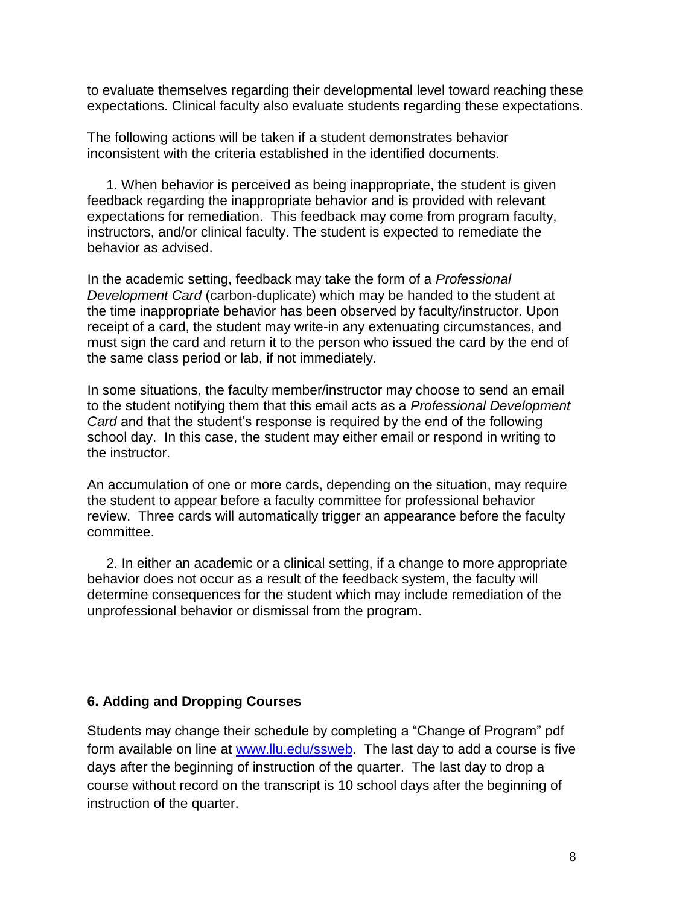to evaluate themselves regarding their developmental level toward reaching these expectations. Clinical faculty also evaluate students regarding these expectations.

The following actions will be taken if a student demonstrates behavior inconsistent with the criteria established in the identified documents.

1. When behavior is perceived as being inappropriate, the student is given feedback regarding the inappropriate behavior and is provided with relevant expectations for remediation. This feedback may come from program faculty, instructors, and/or clinical faculty. The student is expected to remediate the behavior as advised.

In the academic setting, feedback may take the form of a *Professional Development Card* (carbon-duplicate) which may be handed to the student at the time inappropriate behavior has been observed by faculty/instructor. Upon receipt of a card, the student may write-in any extenuating circumstances, and must sign the card and return it to the person who issued the card by the end of the same class period or lab, if not immediately.

In some situations, the faculty member/instructor may choose to send an email to the student notifying them that this email acts as a *Professional Development Card* and that the student's response is required by the end of the following school day. In this case, the student may either email or respond in writing to the instructor.

An accumulation of one or more cards, depending on the situation, may require the student to appear before a faculty committee for professional behavior review. Three cards will automatically trigger an appearance before the faculty committee.

2. In either an academic or a clinical setting, if a change to more appropriate behavior does not occur as a result of the feedback system, the faculty will determine consequences for the student which may include remediation of the unprofessional behavior or dismissal from the program.

### 6. Adding and Dropping Courses

Students may change their schedule by completing a "Change of Program" pdf form available on line at [www.llu.edu/ssweb](http://www.llu.edu/ssweb). The last day to add a course is five days after the beginning of instruction of the quarter. The last day to drop a course without record on the transcript is 10 school days after the beginning of instruction of the quarter.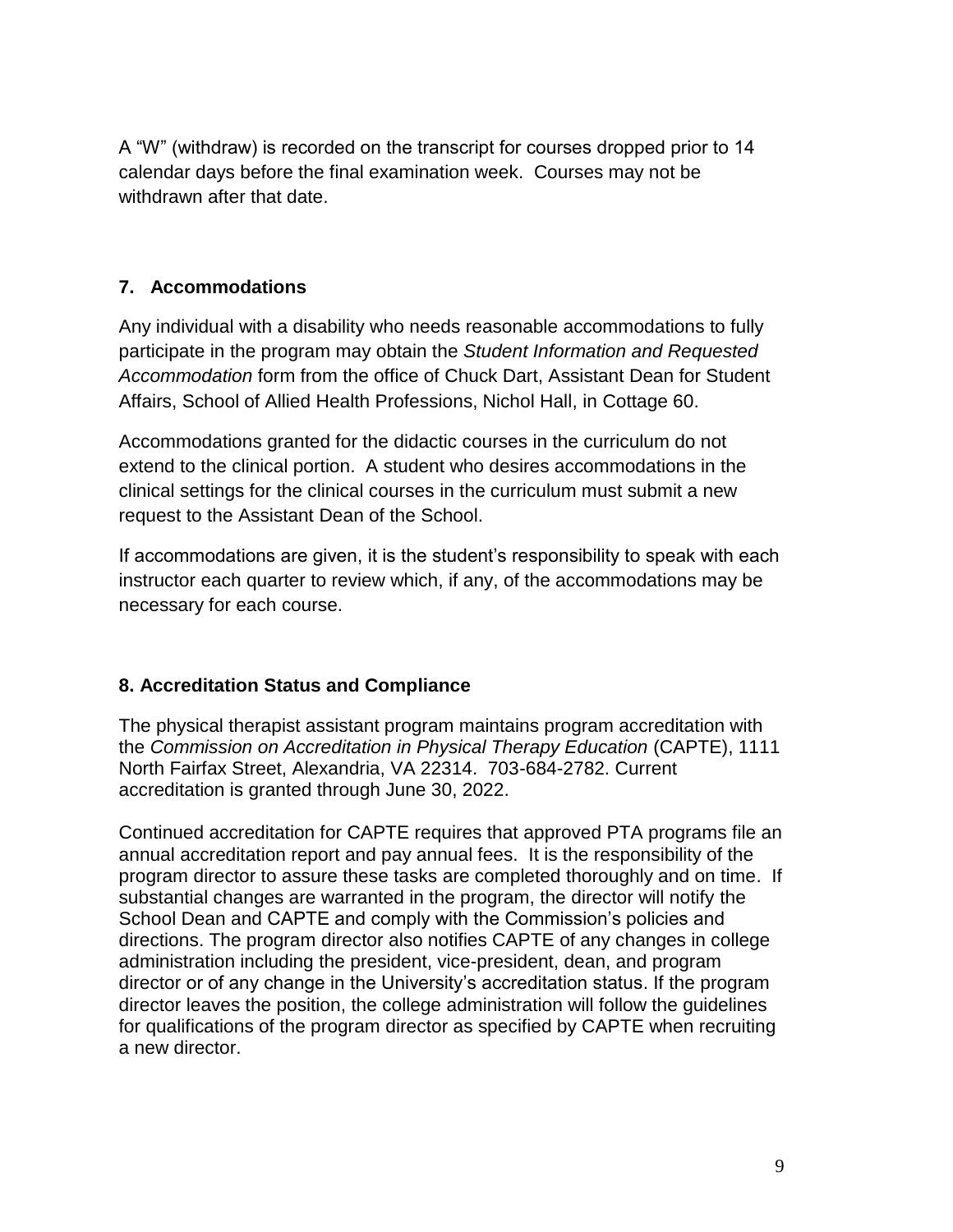A “W” (withdraw) is recorded on the transcript for courses dropped prior to 14 calendar days before the final examination week. Courses may not be withdrawn after that date.

## 7. Accommodations

Any individual with a disability who needs reasonable accommodations to fully participate in the program may obtain the *Student Information and Requested Accommodation* form from the office of Chuck Dart, Assistant Dean for Student Affairs, School of Allied Health Professions, Nichol Hall, in Cottage 60.

Accommodations granted for the didactic courses in the curriculum do not extend to the clinical portion. A student who desires accommodations in the clinical settings for the clinical courses in the curriculum must submit a new request to the Assistant Dean of the School.

If accommodations are given, it is the student’s responsibility to speak with each instructor each quarter to review which, if any, of the accommodations may be necessary for each course.

## 8. Accreditation Status and Compliance

The physical therapist assistant program maintains program accreditation with the *Commission on Accreditation in Physical Therapy Education* (CAPTE), 1111 North Fairfax Street, Alexandria, VA 22314. 703-684-2782. Current accreditation is granted through June 30, 2022.

Continued accreditation for CAPTE requires that approved PTA programs file an annual accreditation report and pay annual fees. It is the responsibility of the program director to assure these tasks are completed thoroughly and on time. If substantial changes are warranted in the program, the director will notify the School Dean and CAPTE and comply with the Commission’s policies and directions. The program director also notifies CAPTE of any changes in college administration including the president, vice-president, dean, and program director or of any change in the University’s accreditation status. If the program director leaves the position, the college administration will follow the guidelines for qualifications of the program director as specified by CAPTE when recruiting a new director.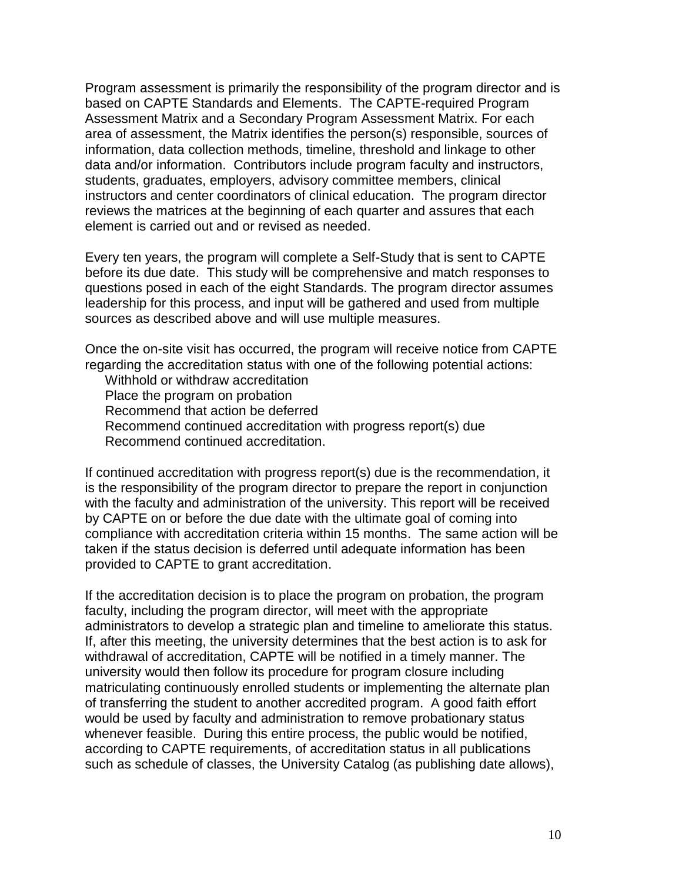Program assessment is primarily the responsibility of the program director and is based on CAPTE Standards and Elements. The CAPTE-required Program Assessment Matrix and a Secondary Program Assessment Matrix. For each area of assessment, the Matrix identifies the person(s) responsible, sources of information, data collection methods, timeline, threshold and linkage to other data and/or information. Contributors include program faculty and instructors, students, graduates, employers, advisory committee members, clinical instructors and center coordinators of clinical education. The program director reviews the matrices at the beginning of each quarter and assures that each element is carried out and or revised as needed.

Every ten years, the program will complete a Self-Study that is sent to CAPTE before its due date. This study will be comprehensive and match responses to questions posed in each of the eight Standards. The program director assumes leadership for this process, and input will be gathered and used from multiple sources as described above and will use multiple measures.

Once the on-site visit has occurred, the program will receive notice from CAPTE regarding the accreditation status with one of the following potential actions:

- Withhold or withdraw accreditation
- Place the program on probation
- Recommend that action be deferred
- Recommend continued accreditation with progress report(s) due
- Recommend continued accreditation.

If continued accreditation with progress report(s) due is the recommendation, it is the responsibility of the program director to prepare the report in conjunction with the faculty and administration of the university. This report will be received by CAPTE on or before the due date with the ultimate goal of coming into compliance with accreditation criteria within 15 months. The same action will be taken if the status decision is deferred until adequate information has been provided to CAPTE to grant accreditation.

If the accreditation decision is to place the program on probation, the program faculty, including the program director, will meet with the appropriate administrators to develop a strategic plan and timeline to ameliorate this status. If, after this meeting, the university determines that the best action is to ask for withdrawal of accreditation, CAPTE will be notified in a timely manner. The university would then follow its procedure for program closure including matriculating continuously enrolled students or implementing the alternate plan of transferring the student to another accredited program. A good faith effort would be used by faculty and administration to remove probationary status whenever feasible. During this entire process, the public would be notified, according to CAPTE requirements, of accreditation status in all publications such as schedule of classes, the University Catalog (as publishing date allows),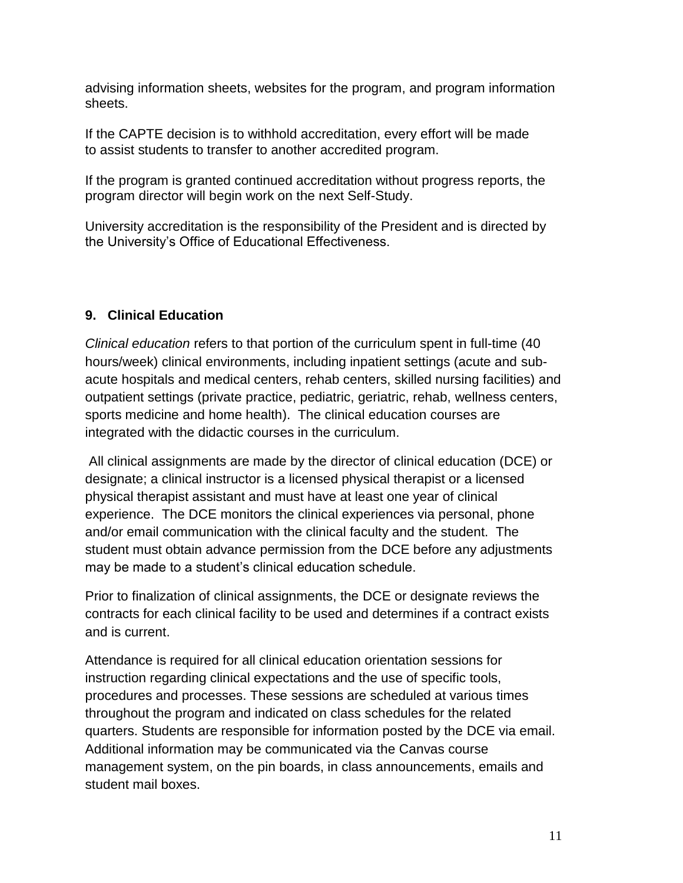advising information sheets, websites for the program, and program information sheets.

If the CAPTE decision is to withhold accreditation, every effort will be made to assist students to transfer to another accredited program.

If the program is granted continued accreditation without progress reports, the program director will begin work on the next Self-Study.

University accreditation is the responsibility of the President and is directed by the University's Office of Educational Effectiveness.

## 9. Clinical Education

*Clinical education* refers to that portion of the curriculum spent in full-time (40 hours/week) clinical environments, including inpatient settings (acute and sub-acute hospitals and medical centers, rehab centers, skilled nursing facilities) and outpatient settings (private practice, pediatric, geriatric, rehab, wellness centers, sports medicine and home health). The clinical education courses are integrated with the didactic courses in the curriculum.

All clinical assignments are made by the director of clinical education (DCE) or designate; a clinical instructor is a licensed physical therapist or a licensed physical therapist assistant and must have at least one year of clinical experience. The DCE monitors the clinical experiences via personal, phone and/or email communication with the clinical faculty and the student. The student must obtain advance permission from the DCE before any adjustments may be made to a student's clinical education schedule.

Prior to finalization of clinical assignments, the DCE or designate reviews the contracts for each clinical facility to be used and determines if a contract exists and is current.

Attendance is required for all clinical education orientation sessions for instruction regarding clinical expectations and the use of specific tools, procedures and processes. These sessions are scheduled at various times throughout the program and indicated on class schedules for the related quarters. Students are responsible for information posted by the DCE via email. Additional information may be communicated via the Canvas course management system, on the pin boards, in class announcements, emails and student mail boxes.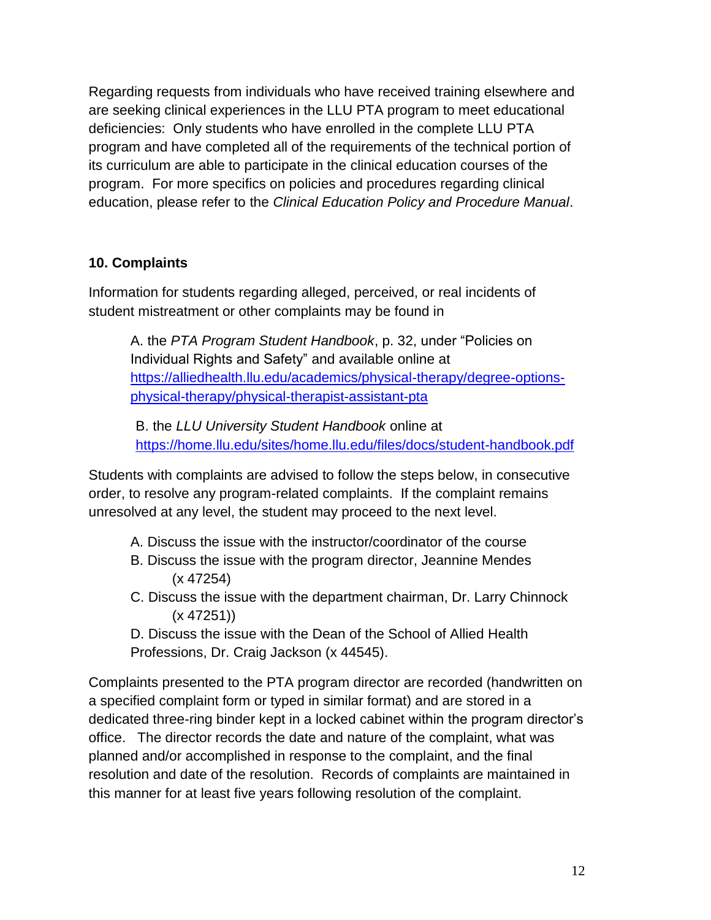Regarding requests from individuals who have received training elsewhere and are seeking clinical experiences in the LLU PTA program to meet educational deficiencies: Only students who have enrolled in the complete LLU PTA program and have completed all of the requirements of the technical portion of its curriculum are able to participate in the clinical education courses of the program. For more specifics on policies and procedures regarding clinical education, please refer to the *Clinical Education Policy and Procedure Manual*.

### 10. Complaints

Information for students regarding alleged, perceived, or real incidents of student mistreatment or other complaints may be found in

A. the *PTA Program Student Handbook*, p. 32, under "Policies on Individual Rights and Safety" and available online at [https://alliedhealth.llu.edu/academics/physical-therapy/degree-options-physical-therapy/physical-therapist-assistant-pta](https://alliedhealth.llu.edu/academics/physical-therapy/degree-options-physical-therapy/physical-therapist-assistant-pta)

B. the *LLU University Student Handbook* online at [https://home.llu.edu/sites/home.llu.edu/files/docs/student-handbook.pdf](https://home.llu.edu/sites/home.llu.edu/files/docs/student-handbook.pdf)

Students with complaints are advised to follow the steps below, in consecutive order, to resolve any program-related complaints. If the complaint remains unresolved at any level, the student may proceed to the next level.

A. Discuss the issue with the instructor/coordinator of the course
B. Discuss the issue with the program director, Jeannine Mendes (x 47254)
C. Discuss the issue with the department chairman, Dr. Larry Chinnock (x 47251))
D. Discuss the issue with the Dean of the School of Allied Health Professions, Dr. Craig Jackson (x 44545).

Complaints presented to the PTA program director are recorded (handwritten on a specified complaint form or typed in similar format) and are stored in a dedicated three-ring binder kept in a locked cabinet within the program director's office. The director records the date and nature of the complaint, what was planned and/or accomplished in response to the complaint, and the final resolution and date of the resolution. Records of complaints are maintained in this manner for at least five years following resolution of the complaint.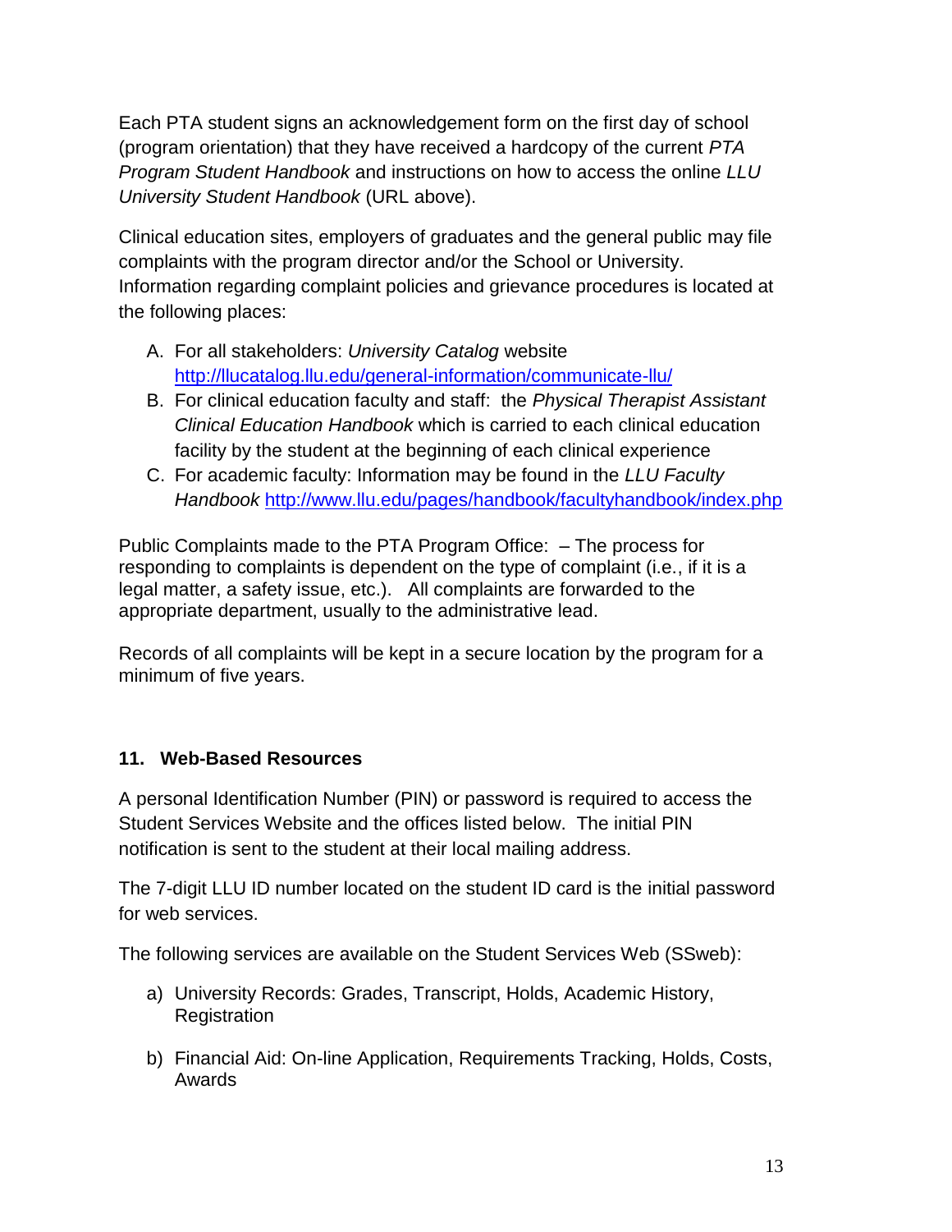Each PTA student signs an acknowledgement form on the first day of school (program orientation) that they have received a hardcopy of the current *PTA Program Student Handbook* and instructions on how to access the online *LLU University Student Handbook* (URL above).

Clinical education sites, employers of graduates and the general public may file complaints with the program director and/or the School or University. Information regarding complaint policies and grievance procedures is located at the following places:

A. For all stakeholders: *University Catalog* website http://llucatalog.llu.edu/general-information/communicate-llu/
B. For clinical education faculty and staff: the *Physical Therapist Assistant Clinical Education Handbook* which is carried to each clinical education facility by the student at the beginning of each clinical experience
C. For academic faculty: Information may be found in the *LLU Faculty Handbook* http://www.llu.edu/pages/handbook/facultyhandbook/index.php

Public Complaints made to the PTA Program Office: – The process for responding to complaints is dependent on the type of complaint (i.e., if it is a legal matter, a safety issue, etc.). All complaints are forwarded to the appropriate department, usually to the administrative lead.

Records of all complaints will be kept in a secure location by the program for a minimum of five years.

### 11. Web-Based Resources

A personal Identification Number (PIN) or password is required to access the Student Services Website and the offices listed below. The initial PIN notification is sent to the student at their local mailing address.

The 7-digit LLU ID number located on the student ID card is the initial password for web services.

The following services are available on the Student Services Web (SSweb):

a) University Records: Grades, Transcript, Holds, Academic History, Registration

b) Financial Aid: On-line Application, Requirements Tracking, Holds, Costs, Awards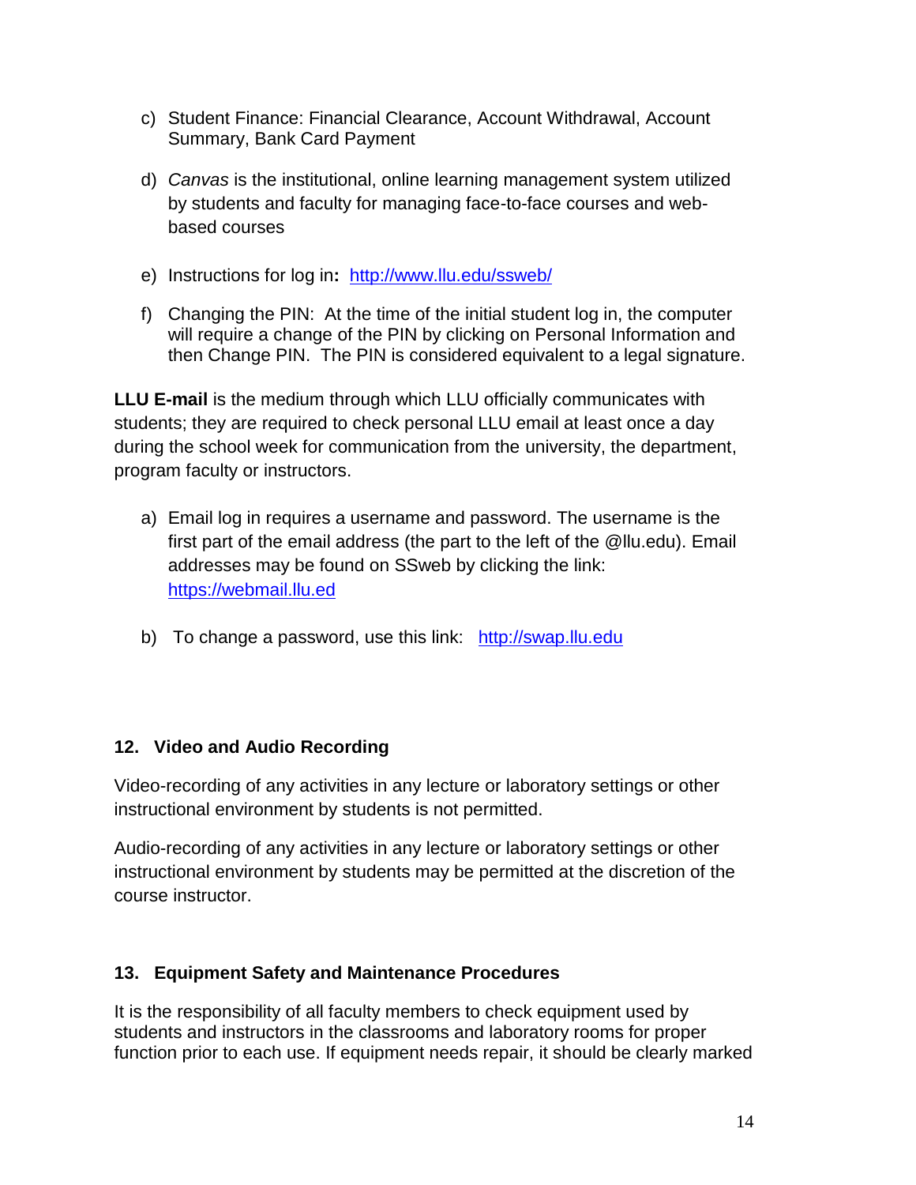c) Student Finance: Financial Clearance, Account Withdrawal, Account Summary, Bank Card Payment

d) *Canvas* is the institutional, online learning management system utilized by students and faculty for managing face-to-face courses and web-based courses

e) Instructions for log in**:** http://www.llu.edu/ssweb/

f) Changing the PIN: At the time of the initial student log in, the computer will require a change of the PIN by clicking on Personal Information and then Change PIN. The PIN is considered equivalent to a legal signature.

**LLU E-mail** is the medium through which LLU officially communicates with students; they are required to check personal LLU email at least once a day during the school week for communication from the university, the department, program faculty or instructors.

a) Email log in requires a username and password. The username is the first part of the email address (the part to the left of the @llu.edu). Email addresses may be found on SSweb by clicking the link: https://webmail.llu.ed

b) To change a password, use this link: http://swap.llu.edu

### 12. Video and Audio Recording

Video-recording of any activities in any lecture or laboratory settings or other instructional environment by students is not permitted.

Audio-recording of any activities in any lecture or laboratory settings or other instructional environment by students may be permitted at the discretion of the course instructor.

### 13. Equipment Safety and Maintenance Procedures

It is the responsibility of all faculty members to check equipment used by students and instructors in the classrooms and laboratory rooms for proper function prior to each use. If equipment needs repair, it should be clearly marked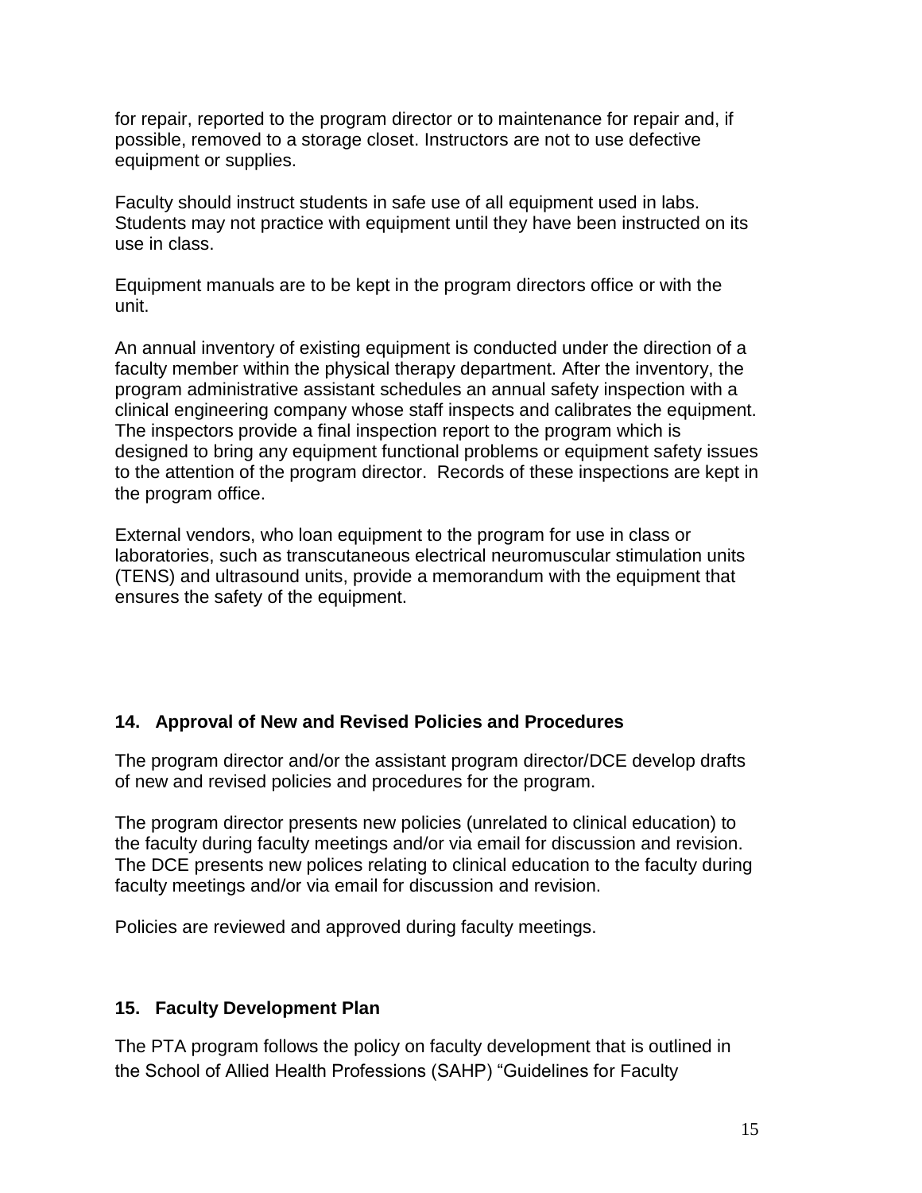for repair, reported to the program director or to maintenance for repair and, if possible, removed to a storage closet. Instructors are not to use defective equipment or supplies.

Faculty should instruct students in safe use of all equipment used in labs. Students may not practice with equipment until they have been instructed on its use in class.

Equipment manuals are to be kept in the program directors office or with the unit.

An annual inventory of existing equipment is conducted under the direction of a faculty member within the physical therapy department. After the inventory, the program administrative assistant schedules an annual safety inspection with a clinical engineering company whose staff inspects and calibrates the equipment. The inspectors provide a final inspection report to the program which is designed to bring any equipment functional problems or equipment safety issues to the attention of the program director. Records of these inspections are kept in the program office.

External vendors, who loan equipment to the program for use in class or laboratories, such as transcutaneous electrical neuromuscular stimulation units (TENS) and ultrasound units, provide a memorandum with the equipment that ensures the safety of the equipment.

### 14. Approval of New and Revised Policies and Procedures

The program director and/or the assistant program director/DCE develop drafts of new and revised policies and procedures for the program.

The program director presents new policies (unrelated to clinical education) to the faculty during faculty meetings and/or via email for discussion and revision. The DCE presents new polices relating to clinical education to the faculty during faculty meetings and/or via email for discussion and revision.

Policies are reviewed and approved during faculty meetings.

### 15. Faculty Development Plan

The PTA program follows the policy on faculty development that is outlined in the School of Allied Health Professions (SAHP) "Guidelines for Faculty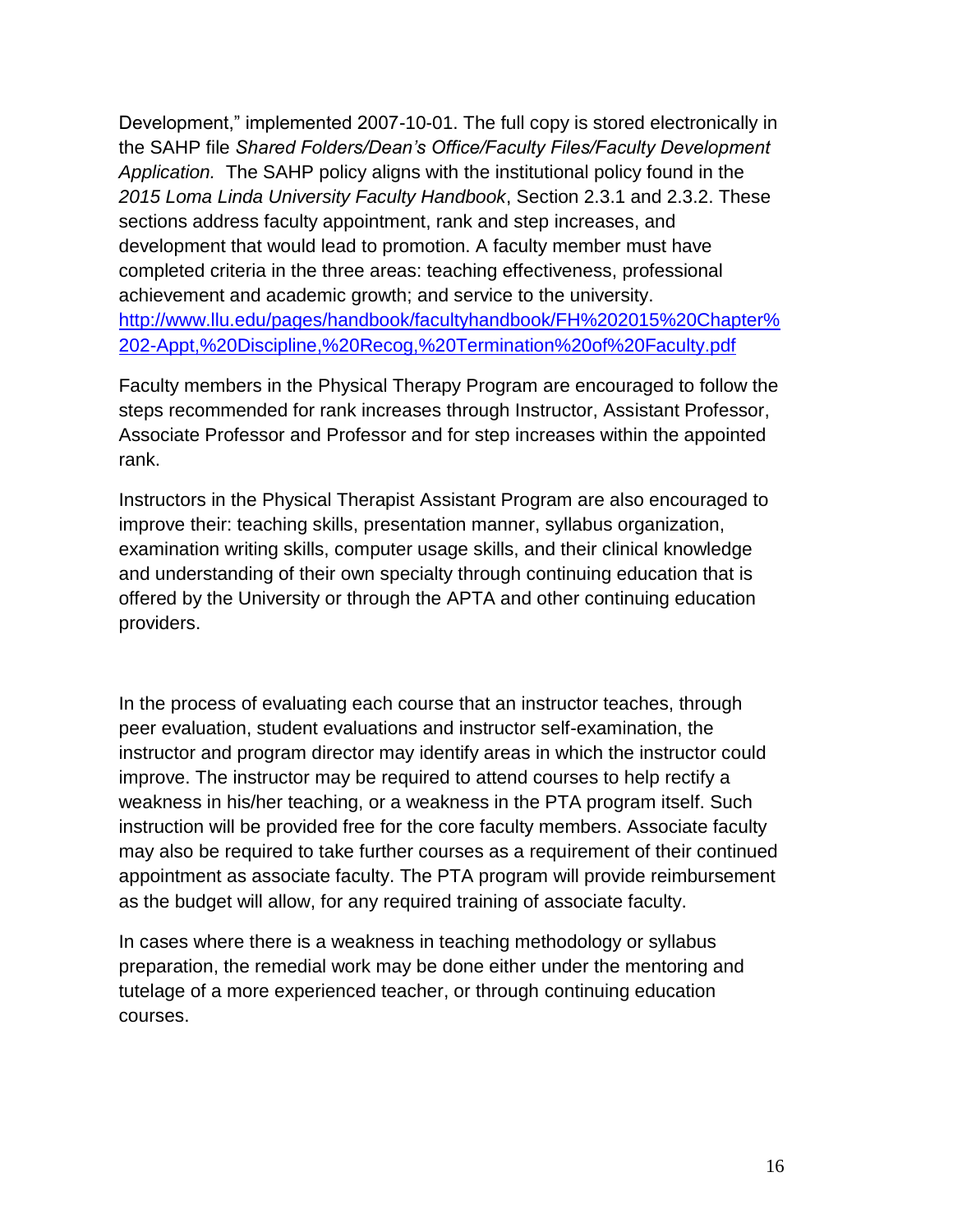Development," implemented 2007-10-01. The full copy is stored electronically in the SAHP file *Shared Folders/Dean's Office/Faculty Files/Faculty Development Application.* The SAHP policy aligns with the institutional policy found in the *2015 Loma Linda University Faculty Handbook*, Section 2.3.1 and 2.3.2. These sections address faculty appointment, rank and step increases, and development that would lead to promotion. A faculty member must have completed criteria in the three areas: teaching effectiveness, professional achievement and academic growth; and service to the university. http://www.llu.edu/pages/handbook/facultyhandbook/FH%202015%20Chapter%202-Appt,%20Discipline,%20Recog,%20Termination%20of%20Faculty.pdf

Faculty members in the Physical Therapy Program are encouraged to follow the steps recommended for rank increases through Instructor, Assistant Professor, Associate Professor and Professor and for step increases within the appointed rank.

Instructors in the Physical Therapist Assistant Program are also encouraged to improve their: teaching skills, presentation manner, syllabus organization, examination writing skills, computer usage skills, and their clinical knowledge and understanding of their own specialty through continuing education that is offered by the University or through the APTA and other continuing education providers.

In the process of evaluating each course that an instructor teaches, through peer evaluation, student evaluations and instructor self-examination, the instructor and program director may identify areas in which the instructor could improve. The instructor may be required to attend courses to help rectify a weakness in his/her teaching, or a weakness in the PTA program itself. Such instruction will be provided free for the core faculty members. Associate faculty may also be required to take further courses as a requirement of their continued appointment as associate faculty. The PTA program will provide reimbursement as the budget will allow, for any required training of associate faculty.

In cases where there is a weakness in teaching methodology or syllabus preparation, the remedial work may be done either under the mentoring and tutelage of a more experienced teacher, or through continuing education courses.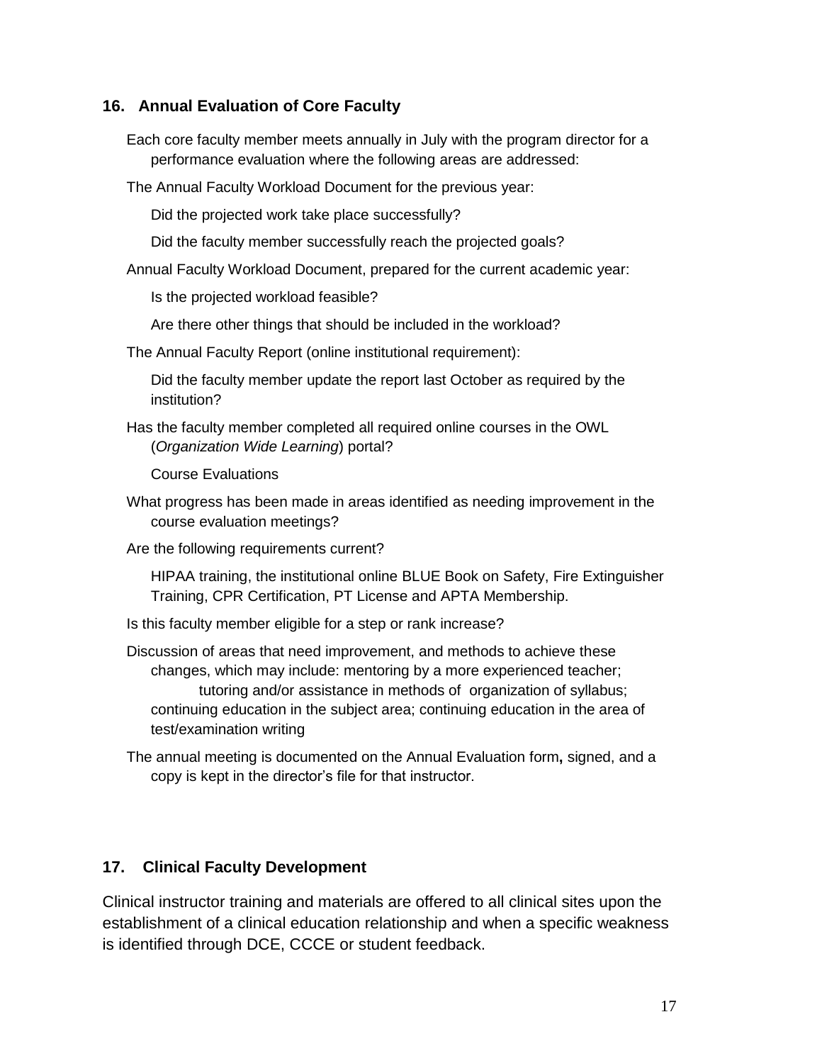## 16. Annual Evaluation of Core Faculty

Each core faculty member meets annually in July with the program director for a performance evaluation where the following areas are addressed:

The Annual Faculty Workload Document for the previous year:

Did the projected work take place successfully?

Did the faculty member successfully reach the projected goals?

Annual Faculty Workload Document, prepared for the current academic year:

Is the projected workload feasible?

Are there other things that should be included in the workload?

The Annual Faculty Report (online institutional requirement):

Did the faculty member update the report last October as required by the institution?

Has the faculty member completed all required online courses in the OWL (*Organization Wide Learning*) portal?

Course Evaluations

What progress has been made in areas identified as needing improvement in the course evaluation meetings?

Are the following requirements current?

HIPAA training, the institutional online BLUE Book on Safety, Fire Extinguisher Training, CPR Certification, PT License and APTA Membership.

Is this faculty member eligible for a step or rank increase?

Discussion of areas that need improvement, and methods to achieve these changes, which may include: mentoring by a more experienced teacher; tutoring and/or assistance in methods of organization of syllabus; continuing education in the subject area; continuing education in the area of test/examination writing

The annual meeting is documented on the Annual Evaluation form**,** signed, and a copy is kept in the director's file for that instructor.

## 17. Clinical Faculty Development

Clinical instructor training and materials are offered to all clinical sites upon the establishment of a clinical education relationship and when a specific weakness is identified through DCE, CCCE or student feedback.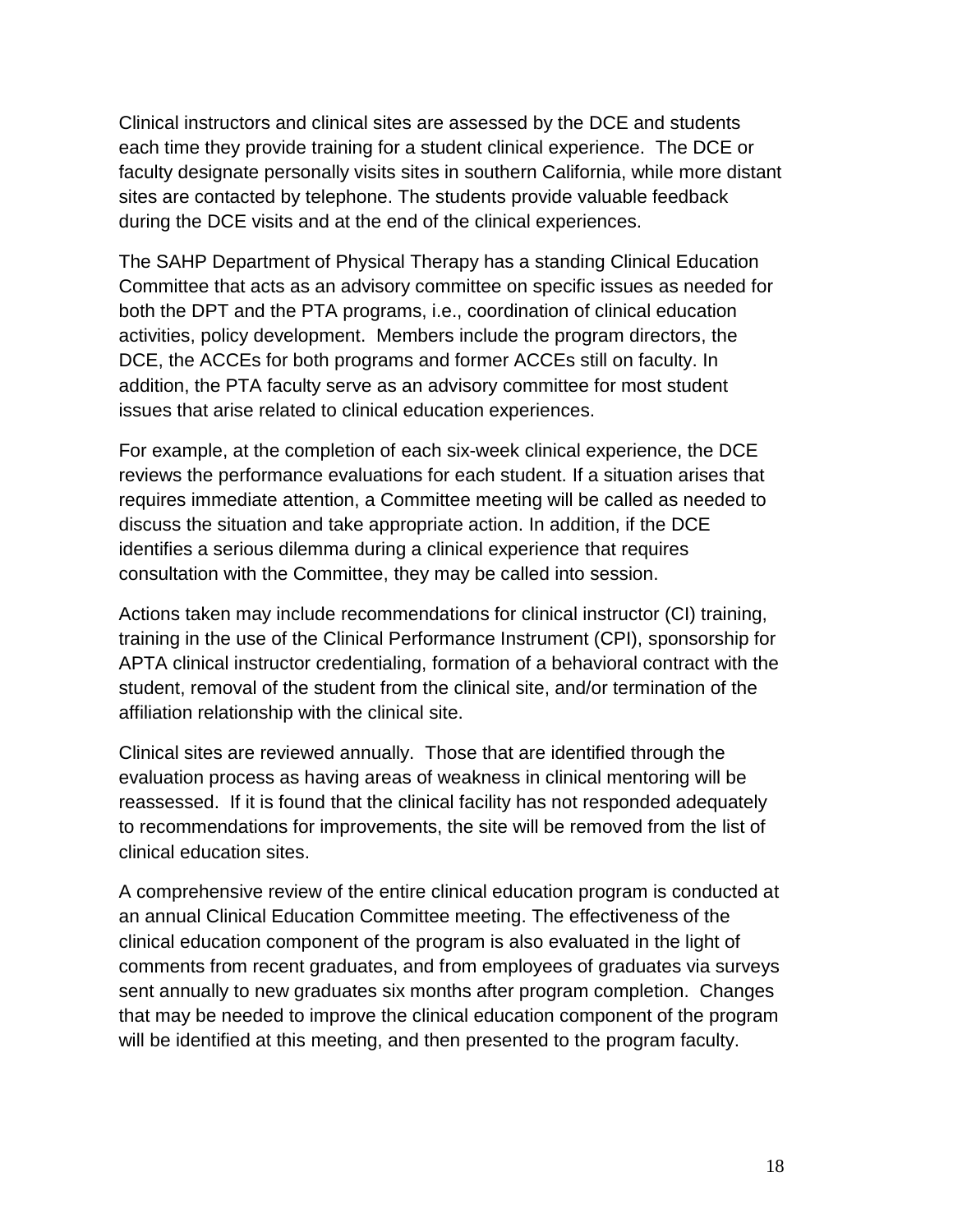Clinical instructors and clinical sites are assessed by the DCE and students each time they provide training for a student clinical experience. The DCE or faculty designate personally visits sites in southern California, while more distant sites are contacted by telephone. The students provide valuable feedback during the DCE visits and at the end of the clinical experiences.

The SAHP Department of Physical Therapy has a standing Clinical Education Committee that acts as an advisory committee on specific issues as needed for both the DPT and the PTA programs, i.e., coordination of clinical education activities, policy development. Members include the program directors, the DCE, the ACCEs for both programs and former ACCEs still on faculty. In addition, the PTA faculty serve as an advisory committee for most student issues that arise related to clinical education experiences.

For example, at the completion of each six-week clinical experience, the DCE reviews the performance evaluations for each student. If a situation arises that requires immediate attention, a Committee meeting will be called as needed to discuss the situation and take appropriate action. In addition, if the DCE identifies a serious dilemma during a clinical experience that requires consultation with the Committee, they may be called into session.

Actions taken may include recommendations for clinical instructor (CI) training, training in the use of the Clinical Performance Instrument (CPI), sponsorship for APTA clinical instructor credentialing, formation of a behavioral contract with the student, removal of the student from the clinical site, and/or termination of the affiliation relationship with the clinical site.

Clinical sites are reviewed annually. Those that are identified through the evaluation process as having areas of weakness in clinical mentoring will be reassessed. If it is found that the clinical facility has not responded adequately to recommendations for improvements, the site will be removed from the list of clinical education sites.

A comprehensive review of the entire clinical education program is conducted at an annual Clinical Education Committee meeting. The effectiveness of the clinical education component of the program is also evaluated in the light of comments from recent graduates, and from employees of graduates via surveys sent annually to new graduates six months after program completion. Changes that may be needed to improve the clinical education component of the program will be identified at this meeting, and then presented to the program faculty.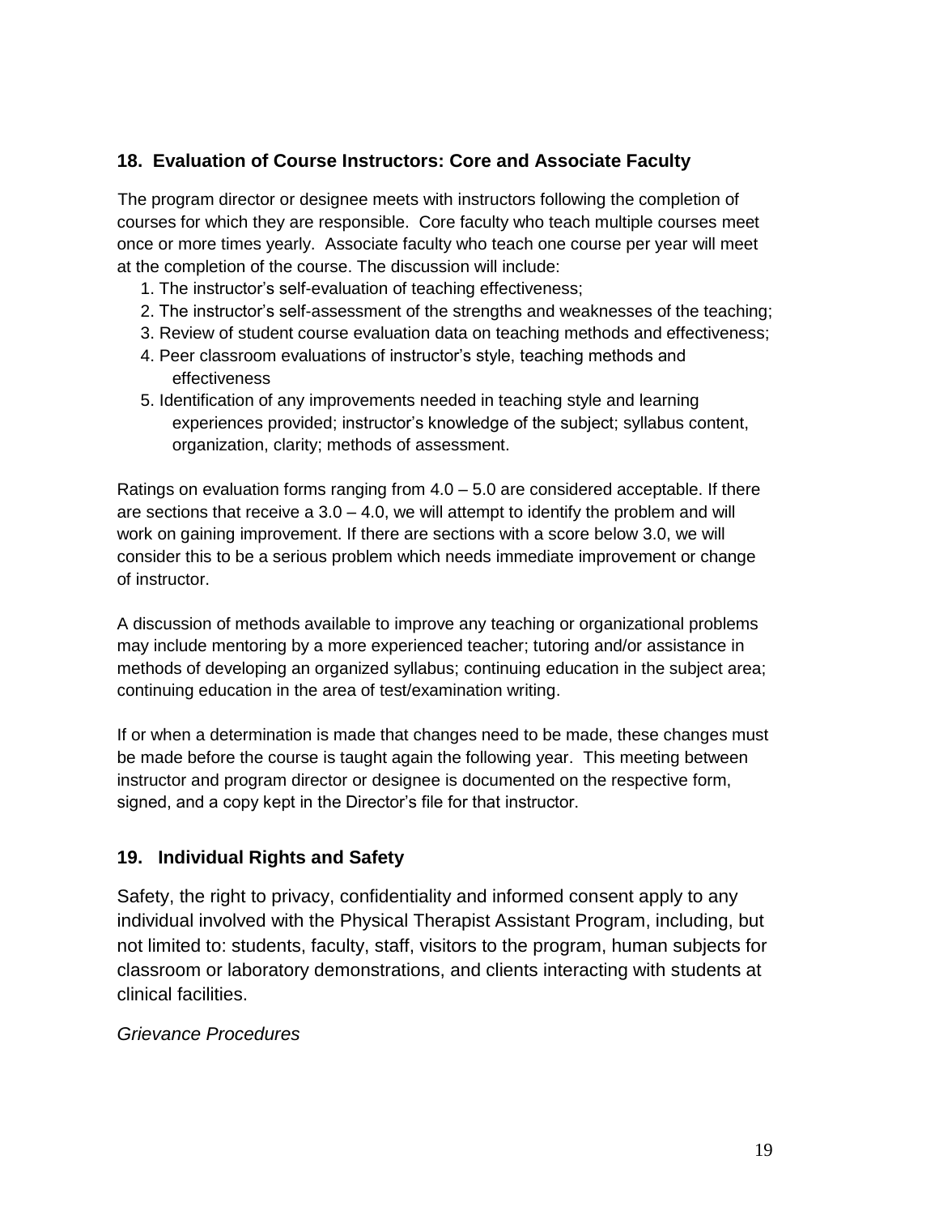## 18. Evaluation of Course Instructors: Core and Associate Faculty

The program director or designee meets with instructors following the completion of courses for which they are responsible. Core faculty who teach multiple courses meet once or more times yearly. Associate faculty who teach one course per year will meet at the completion of the course. The discussion will include:

1. The instructor's self-evaluation of teaching effectiveness;
2. The instructor's self-assessment of the strengths and weaknesses of the teaching;
3. Review of student course evaluation data on teaching methods and effectiveness;
4. Peer classroom evaluations of instructor's style, teaching methods and effectiveness
5. Identification of any improvements needed in teaching style and learning experiences provided; instructor's knowledge of the subject; syllabus content, organization, clarity; methods of assessment.

Ratings on evaluation forms ranging from 4.0 – 5.0 are considered acceptable. If there are sections that receive a 3.0 – 4.0, we will attempt to identify the problem and will work on gaining improvement. If there are sections with a score below 3.0, we will consider this to be a serious problem which needs immediate improvement or change of instructor.

A discussion of methods available to improve any teaching or organizational problems may include mentoring by a more experienced teacher; tutoring and/or assistance in methods of developing an organized syllabus; continuing education in the subject area; continuing education in the area of test/examination writing.

If or when a determination is made that changes need to be made, these changes must be made before the course is taught again the following year. This meeting between instructor and program director or designee is documented on the respective form, signed, and a copy kept in the Director's file for that instructor.

## 19. Individual Rights and Safety

Safety, the right to privacy, confidentiality and informed consent apply to any individual involved with the Physical Therapist Assistant Program, including, but not limited to: students, faculty, staff, visitors to the program, human subjects for classroom or laboratory demonstrations, and clients interacting with students at clinical facilities.

*Grievance Procedures*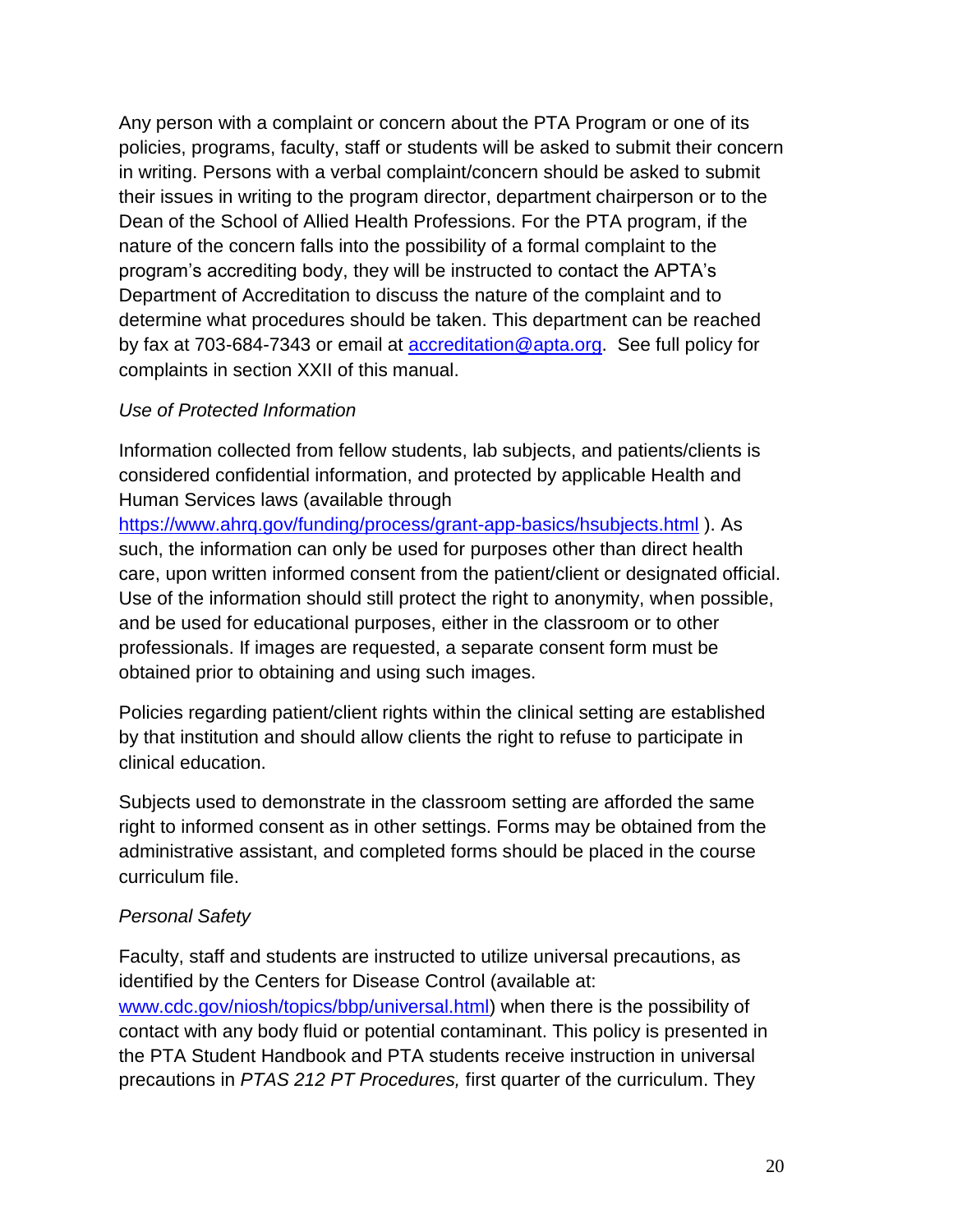Any person with a complaint or concern about the PTA Program or one of its policies, programs, faculty, staff or students will be asked to submit their concern in writing. Persons with a verbal complaint/concern should be asked to submit their issues in writing to the program director, department chairperson or to the Dean of the School of Allied Health Professions. For the PTA program, if the nature of the concern falls into the possibility of a formal complaint to the program's accrediting body, they will be instructed to contact the APTA's Department of Accreditation to discuss the nature of the complaint and to determine what procedures should be taken. This department can be reached by fax at 703-684-7343 or email at [accreditation@apta.org](mailto:accreditation@apta.org). See full policy for complaints in section XXII of this manual.

*Use of Protected Information*

Information collected from fellow students, lab subjects, and patients/clients is considered confidential information, and protected by applicable Health and Human Services laws (available through [https://www.ahrq.gov/funding/process/grant-app-basics/hsubjects.html](https://www.ahrq.gov/funding/process/grant-app-basics/hsubjects.html) ). As such, the information can only be used for purposes other than direct health care, upon written informed consent from the patient/client or designated official. Use of the information should still protect the right to anonymity, when possible, and be used for educational purposes, either in the classroom or to other professionals. If images are requested, a separate consent form must be obtained prior to obtaining and using such images.

Policies regarding patient/client rights within the clinical setting are established by that institution and should allow clients the right to refuse to participate in clinical education.

Subjects used to demonstrate in the classroom setting are afforded the same right to informed consent as in other settings. Forms may be obtained from the administrative assistant, and completed forms should be placed in the course curriculum file.

*Personal Safety*

Faculty, staff and students are instructed to utilize universal precautions, as identified by the Centers for Disease Control (available at: [www.cdc.gov/niosh/topics/bbp/universal.html](http://www.cdc.gov/niosh/topics/bbp/universal.html)) when there is the possibility of contact with any body fluid or potential contaminant. This policy is presented in the PTA Student Handbook and PTA students receive instruction in universal precautions in *PTAS 212 PT Procedures,* first quarter of the curriculum. They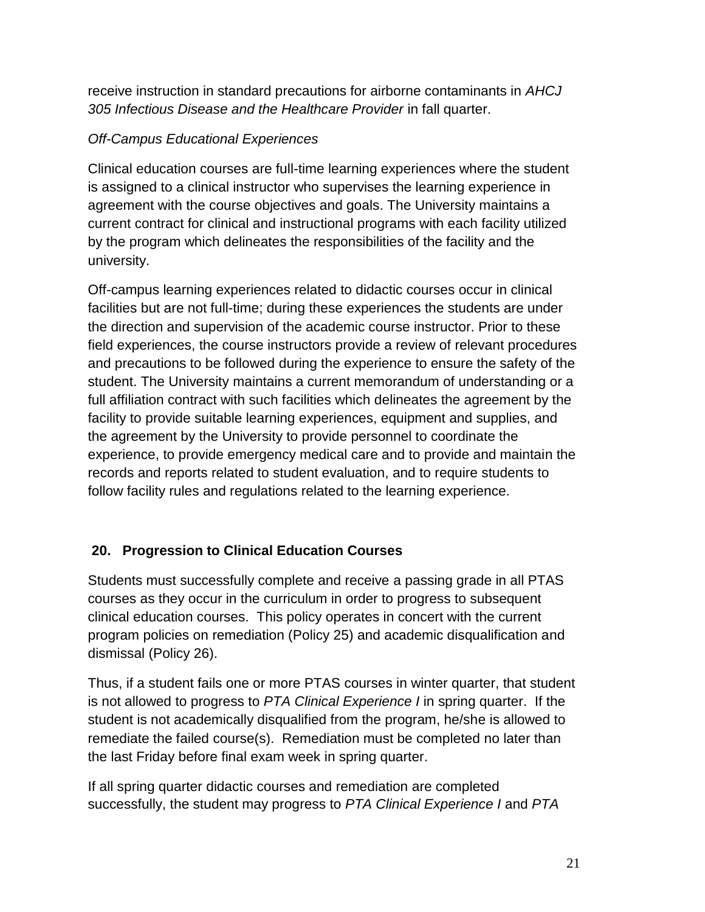receive instruction in standard precautions for airborne contaminants in *AHCJ 305 Infectious Disease and the Healthcare Provider* in fall quarter.

*Off-Campus Educational Experiences*

Clinical education courses are full-time learning experiences where the student is assigned to a clinical instructor who supervises the learning experience in agreement with the course objectives and goals. The University maintains a current contract for clinical and instructional programs with each facility utilized by the program which delineates the responsibilities of the facility and the university.

Off-campus learning experiences related to didactic courses occur in clinical facilities but are not full-time; during these experiences the students are under the direction and supervision of the academic course instructor. Prior to these field experiences, the course instructors provide a review of relevant procedures and precautions to be followed during the experience to ensure the safety of the student. The University maintains a current memorandum of understanding or a full affiliation contract with such facilities which delineates the agreement by the facility to provide suitable learning experiences, equipment and supplies, and the agreement by the University to provide personnel to coordinate the experience, to provide emergency medical care and to provide and maintain the records and reports related to student evaluation, and to require students to follow facility rules and regulations related to the learning experience.

## 20. Progression to Clinical Education Courses

Students must successfully complete and receive a passing grade in all PTAS courses as they occur in the curriculum in order to progress to subsequent clinical education courses. This policy operates in concert with the current program policies on remediation (Policy 25) and academic disqualification and dismissal (Policy 26).

Thus, if a student fails one or more PTAS courses in winter quarter, that student is not allowed to progress to *PTA Clinical Experience I* in spring quarter. If the student is not academically disqualified from the program, he/she is allowed to remediate the failed course(s). Remediation must be completed no later than the last Friday before final exam week in spring quarter.

If all spring quarter didactic courses and remediation are completed successfully, the student may progress to *PTA Clinical Experience I* and *PTA*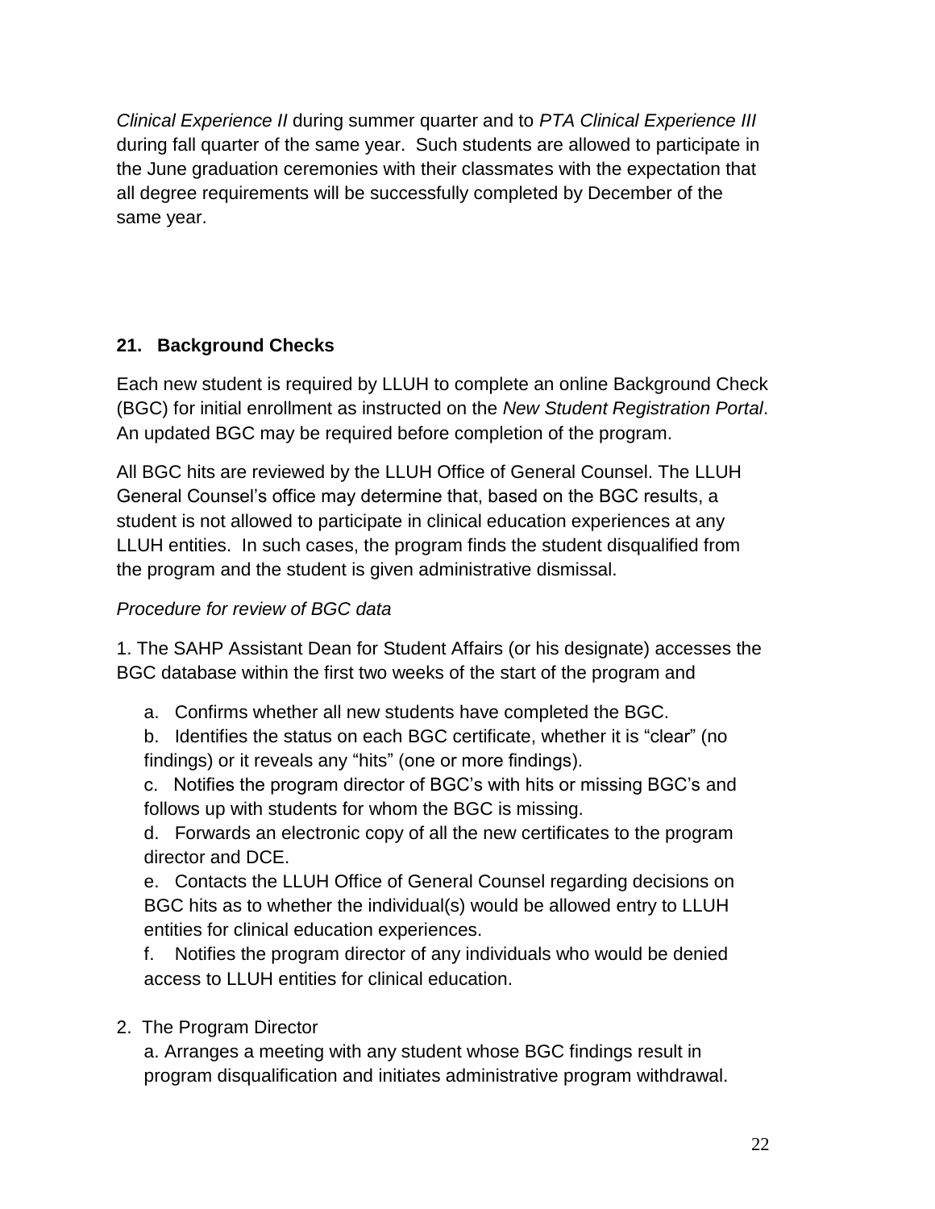*Clinical Experience II* during summer quarter and to *PTA Clinical Experience III* during fall quarter of the same year. Such students are allowed to participate in the June graduation ceremonies with their classmates with the expectation that all degree requirements will be successfully completed by December of the same year.

## 21. Background Checks

Each new student is required by LLUH to complete an online Background Check (BGC) for initial enrollment as instructed on the *New Student Registration Portal*. An updated BGC may be required before completion of the program.

All BGC hits are reviewed by the LLUH Office of General Counsel. The LLUH General Counsel's office may determine that, based on the BGC results, a student is not allowed to participate in clinical education experiences at any LLUH entities. In such cases, the program finds the student disqualified from the program and the student is given administrative dismissal.

*Procedure for review of BGC data*

1. The SAHP Assistant Dean for Student Affairs (or his designate) accesses the BGC database within the first two weeks of the start of the program and

   a. Confirms whether all new students have completed the BGC.
   
   b. Identifies the status on each BGC certificate, whether it is "clear" (no findings) or it reveals any "hits" (one or more findings).
   
   c. Notifies the program director of BGC's with hits or missing BGC's and follows up with students for whom the BGC is missing.
   
   d. Forwards an electronic copy of all the new certificates to the program director and DCE.
   
   e. Contacts the LLUH Office of General Counsel regarding decisions on BGC hits as to whether the individual(s) would be allowed entry to LLUH entities for clinical education experiences.
   
   f. Notifies the program director of any individuals who would be denied access to LLUH entities for clinical education.

2. The Program Director

   a. Arranges a meeting with any student whose BGC findings result in program disqualification and initiates administrative program withdrawal.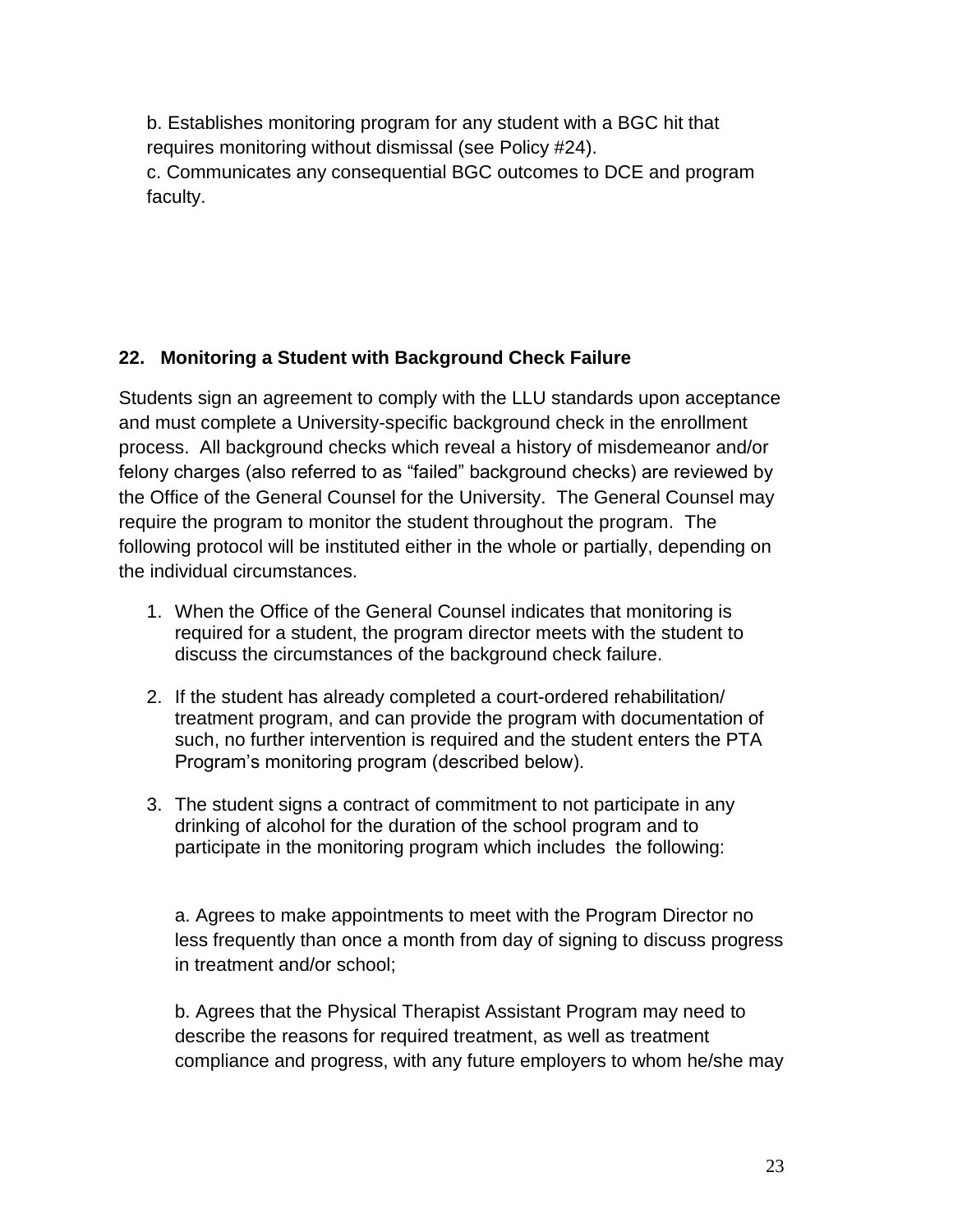b. Establishes monitoring program for any student with a BGC hit that requires monitoring without dismissal (see Policy #24).
c. Communicates any consequential BGC outcomes to DCE and program faculty.

## 22. Monitoring a Student with Background Check Failure

Students sign an agreement to comply with the LLU standards upon acceptance and must complete a University-specific background check in the enrollment process. All background checks which reveal a history of misdemeanor and/or felony charges (also referred to as "failed" background checks) are reviewed by the Office of the General Counsel for the University. The General Counsel may require the program to monitor the student throughout the program. The following protocol will be instituted either in the whole or partially, depending on the individual circumstances.

1. When the Office of the General Counsel indicates that monitoring is required for a student, the program director meets with the student to discuss the circumstances of the background check failure.
2. If the student has already completed a court-ordered rehabilitation/ treatment program, and can provide the program with documentation of such, no further intervention is required and the student enters the PTA Program's monitoring program (described below).
3. The student signs a contract of commitment to not participate in any drinking of alcohol for the duration of the school program and to participate in the monitoring program which includes the following:

   a. Agrees to make appointments to meet with the Program Director no less frequently than once a month from day of signing to discuss progress in treatment and/or school;

   b. Agrees that the Physical Therapist Assistant Program may need to describe the reasons for required treatment, as well as treatment compliance and progress, with any future employers to whom he/she may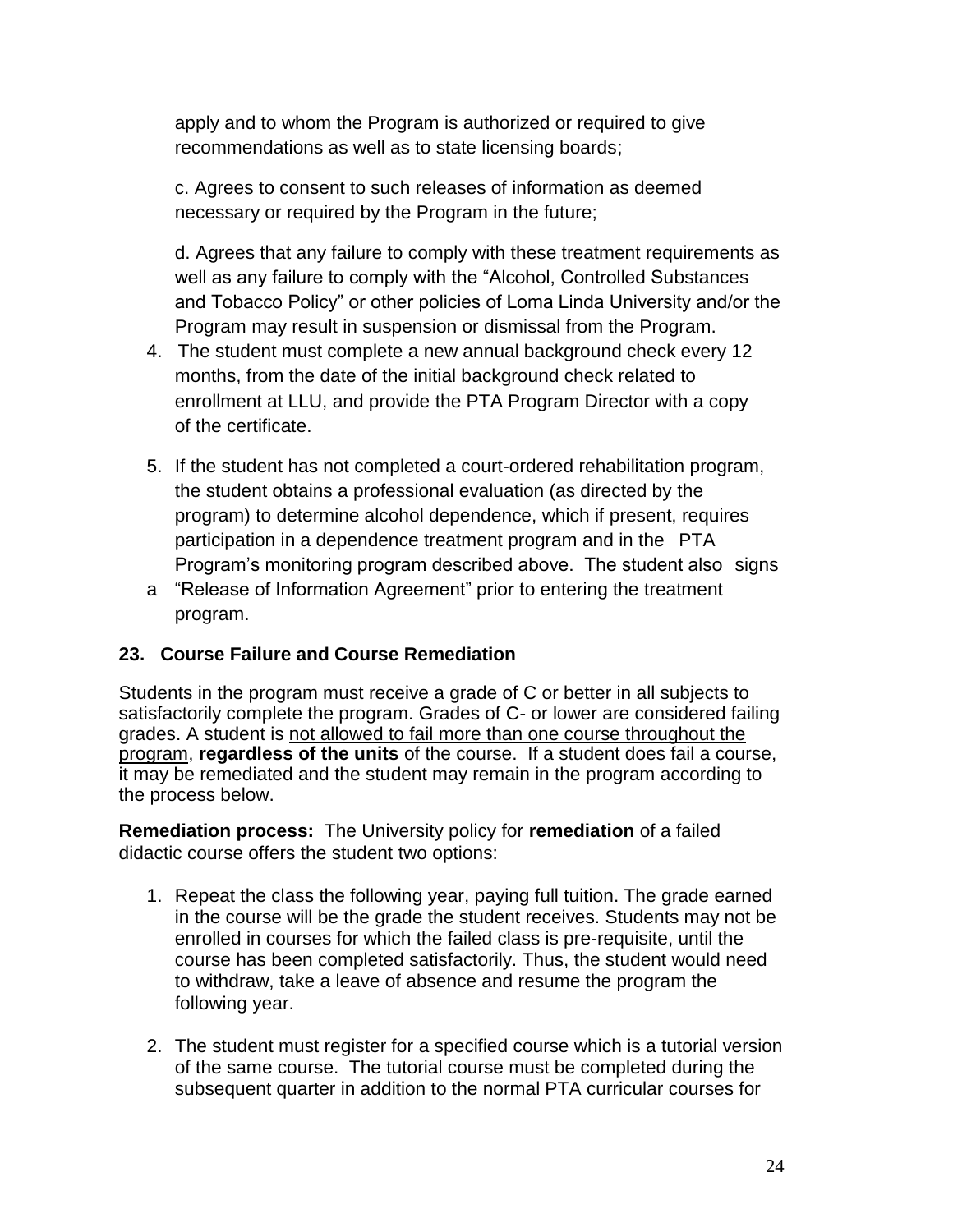apply and to whom the Program is authorized or required to give recommendations as well as to state licensing boards;

c. Agrees to consent to such releases of information as deemed necessary or required by the Program in the future;

d. Agrees that any failure to comply with these treatment requirements as well as any failure to comply with the "Alcohol, Controlled Substances and Tobacco Policy" or other policies of Loma Linda University and/or the Program may result in suspension or dismissal from the Program.

4. The student must complete a new annual background check every 12 months, from the date of the initial background check related to enrollment at LLU, and provide the PTA Program Director with a copy of the certificate.

5. If the student has not completed a court-ordered rehabilitation program, the student obtains a professional evaluation (as directed by the program) to determine alcohol dependence, which if present, requires participation in a dependence treatment program and in the PTA Program's monitoring program described above. The student also signs a "Release of Information Agreement" prior to entering the treatment program.

### 23. Course Failure and Course Remediation

Students in the program must receive a grade of C or better in all subjects to satisfactorily complete the program. Grades of C- or lower are considered failing grades. A student is <u>not allowed to fail more than one course throughout the program</u>, **regardless of the units** of the course. If a student does fail a course, it may be remediated and the student may remain in the program according to the process below.

**Remediation process:** The University policy for **remediation** of a failed didactic course offers the student two options:

1. Repeat the class the following year, paying full tuition. The grade earned in the course will be the grade the student receives. Students may not be enrolled in courses for which the failed class is pre-requisite, until the course has been completed satisfactorily. Thus, the student would need to withdraw, take a leave of absence and resume the program the following year.

2. The student must register for a specified course which is a tutorial version of the same course. The tutorial course must be completed during the subsequent quarter in addition to the normal PTA curricular courses for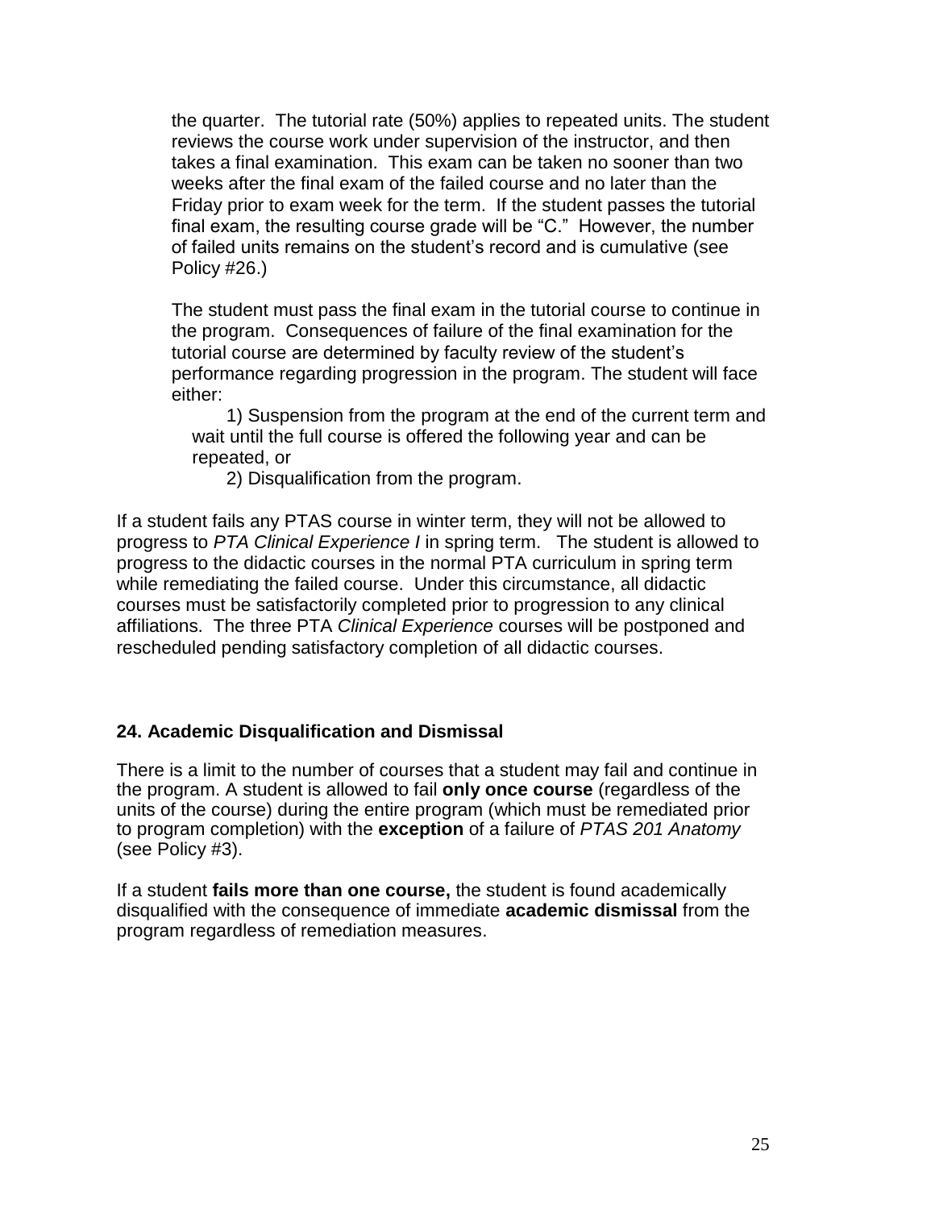the quarter. The tutorial rate (50%) applies to repeated units. The student reviews the course work under supervision of the instructor, and then takes a final examination. This exam can be taken no sooner than two weeks after the final exam of the failed course and no later than the Friday prior to exam week for the term. If the student passes the tutorial final exam, the resulting course grade will be "C." However, the number of failed units remains on the student's record and is cumulative (see Policy #26.)

The student must pass the final exam in the tutorial course to continue in the program. Consequences of failure of the final examination for the tutorial course are determined by faculty review of the student's performance regarding progression in the program. The student will face either:

1) Suspension from the program at the end of the current term and wait until the full course is offered the following year and can be repeated, or

2) Disqualification from the program.

If a student fails any PTAS course in winter term, they will not be allowed to progress to *PTA Clinical Experience I* in spring term. The student is allowed to progress to the didactic courses in the normal PTA curriculum in spring term while remediating the failed course. Under this circumstance, all didactic courses must be satisfactorily completed prior to progression to any clinical affiliations. The three PTA *Clinical Experience* courses will be postponed and rescheduled pending satisfactory completion of all didactic courses.

### 24. Academic Disqualification and Dismissal

There is a limit to the number of courses that a student may fail and continue in the program. A student is allowed to fail **only once course** (regardless of the units of the course) during the entire program (which must be remediated prior to program completion) with the **exception** of a failure of *PTAS 201 Anatomy* (see Policy #3).

If a student **fails more than one course,** the student is found academically disqualified with the consequence of immediate **academic dismissal** from the program regardless of remediation measures.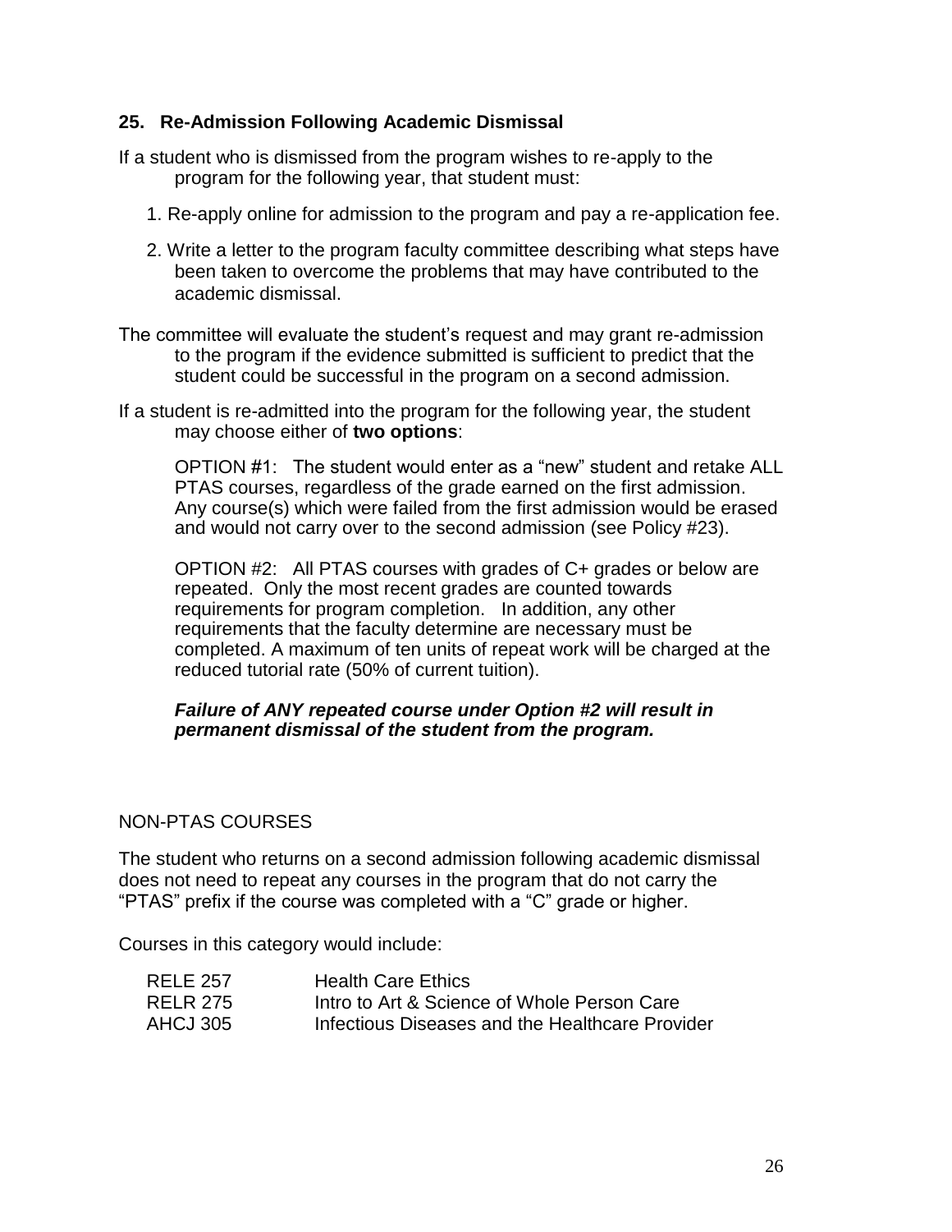### 25. Re-Admission Following Academic Dismissal

If a student who is dismissed from the program wishes to re-apply to the program for the following year, that student must:

1. Re-apply online for admission to the program and pay a re-application fee.
2. Write a letter to the program faculty committee describing what steps have been taken to overcome the problems that may have contributed to the academic dismissal.

The committee will evaluate the student's request and may grant re-admission to the program if the evidence submitted is sufficient to predict that the student could be successful in the program on a second admission.

If a student is re-admitted into the program for the following year, the student may choose either of **two options**:

OPTION #1: The student would enter as a "new" student and retake ALL PTAS courses, regardless of the grade earned on the first admission. Any course(s) which were failed from the first admission would be erased and would not carry over to the second admission (see Policy #23).

OPTION #2: All PTAS courses with grades of C+ grades or below are repeated. Only the most recent grades are counted towards requirements for program completion. In addition, any other requirements that the faculty determine are necessary must be completed. A maximum of ten units of repeat work will be charged at the reduced tutorial rate (50% of current tuition).

***Failure of ANY repeated course under Option #2 will result in permanent dismissal of the student from the program.***

NON-PTAS COURSES

The student who returns on a second admission following academic dismissal does not need to repeat any courses in the program that do not carry the "PTAS" prefix if the course was completed with a "C" grade or higher.

Courses in this category would include:

| | |
|---|---|
| RELE 257 | Health Care Ethics |
| RELR 275 | Intro to Art & Science of Whole Person Care |
| AHCJ 305 | Infectious Diseases and the Healthcare Provider |